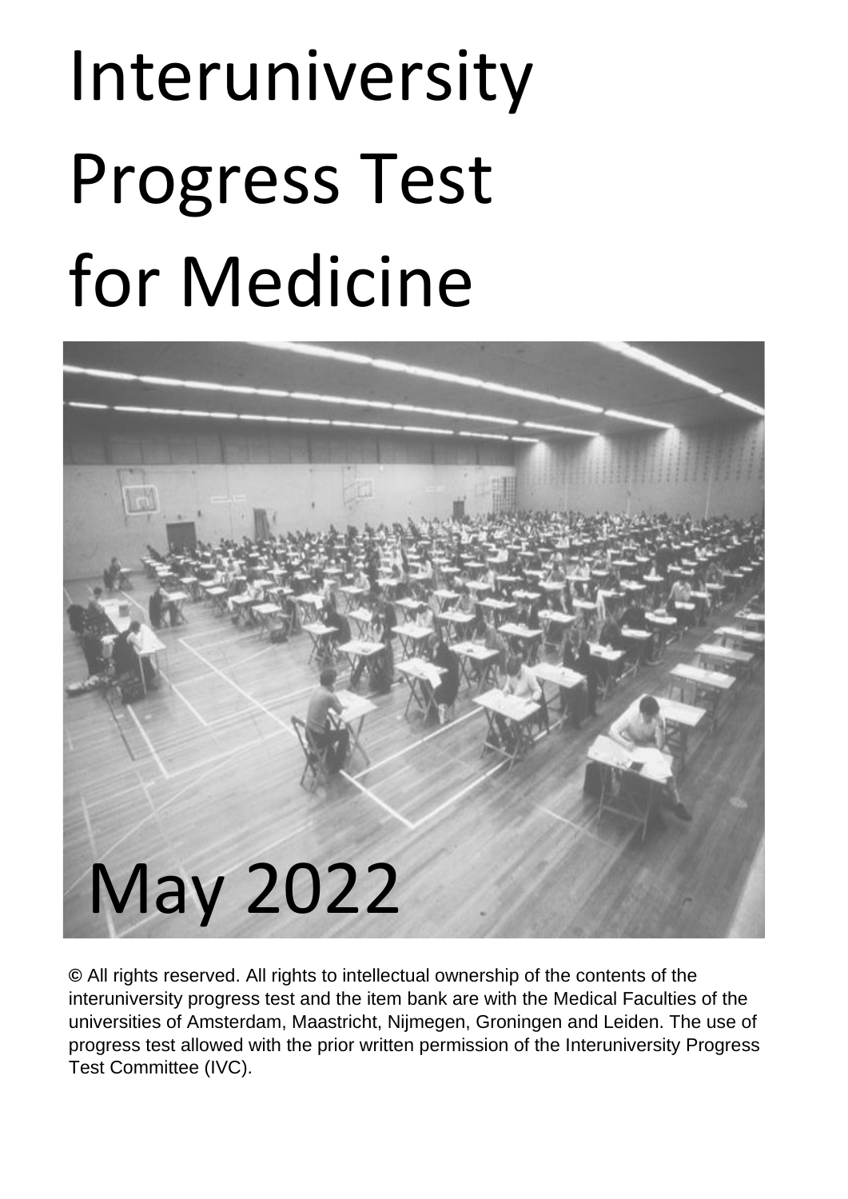# Interuniversity Progress Test for Medicine

May 2022

© All rights reserved. All rights to intellectual ownership of the contents of the interuniversity progress test and the item bank are with the Medical Faculties of the universities of Amsterdam, Maastricht, Nijmegen, Groningen and Leiden. The use of progress test allowed with the prior written permission of the Interuniversity Progress Test Committee (IVC).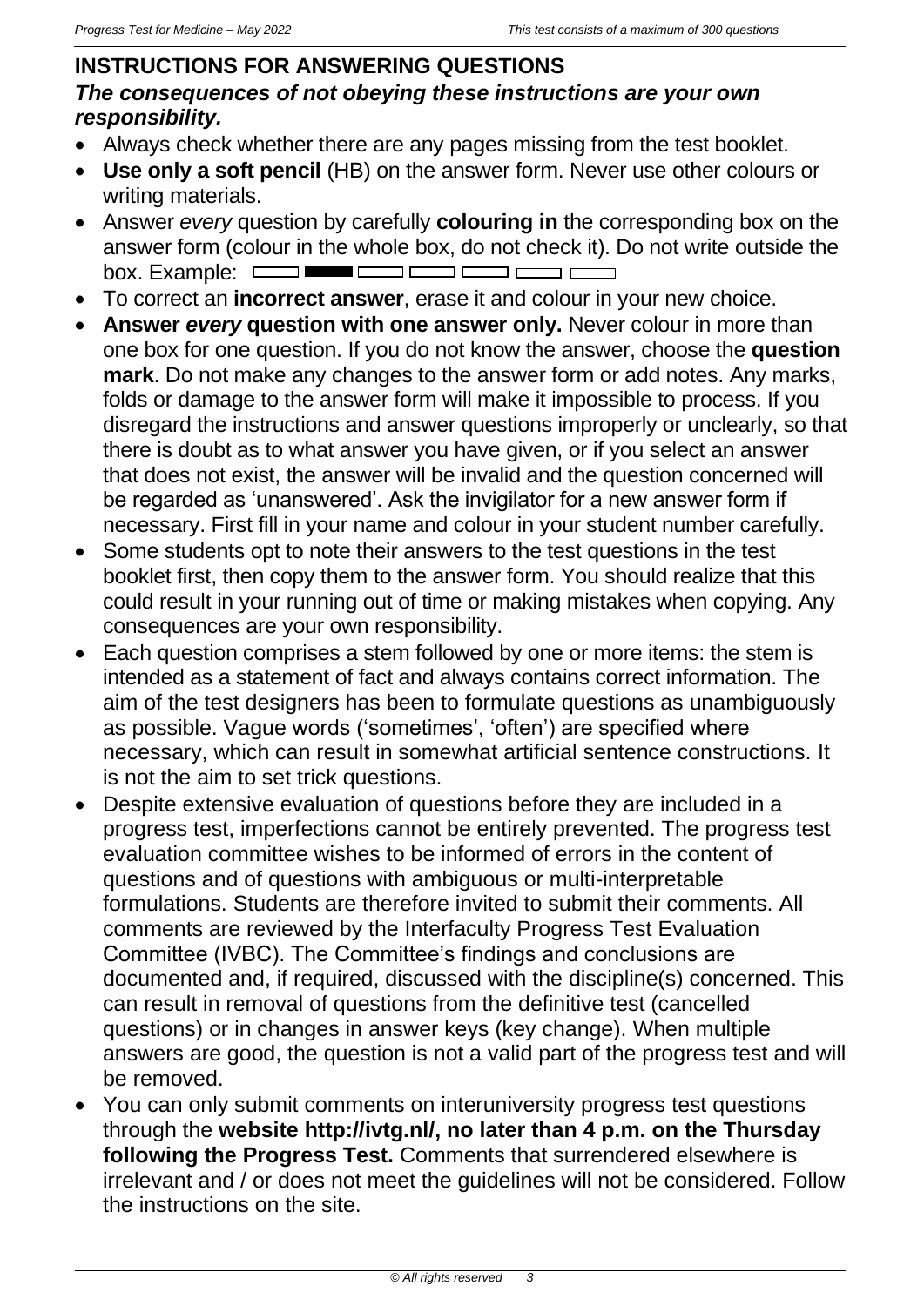## INSTRUCTIONS FOR ANSWERING QUESTIONS

***The consequences of not obeying these instructions are your own responsibility.***

- Always check whether there are any pages missing from the test booklet.
- **Use only a soft pencil** (HB) on the answer form. Never use other colours or writing materials.
- Answer *every* question by carefully **colouring in** the corresponding box on the answer form (colour in the whole box, do not check it). Do not write outside the box. Example:
- To correct an **incorrect answer**, erase it and colour in your new choice.
- **Answer *every* question with one answer only.** Never colour in more than one box for one question. If you do not know the answer, choose the **question mark**. Do not make any changes to the answer form or add notes. Any marks, folds or damage to the answer form will make it impossible to process. If you disregard the instructions and answer questions improperly or unclearly, so that there is doubt as to what answer you have given, or if you select an answer that does not exist, the answer will be invalid and the question concerned will be regarded as 'unanswered'. Ask the invigilator for a new answer form if necessary. First fill in your name and colour in your student number carefully.
- Some students opt to note their answers to the test questions in the test booklet first, then copy them to the answer form. You should realize that this could result in your running out of time or making mistakes when copying. Any consequences are your own responsibility.
- Each question comprises a stem followed by one or more items: the stem is intended as a statement of fact and always contains correct information. The aim of the test designers has been to formulate questions as unambiguously as possible. Vague words ('sometimes', 'often') are specified where necessary, which can result in somewhat artificial sentence constructions. It is not the aim to set trick questions.
- Despite extensive evaluation of questions before they are included in a progress test, imperfections cannot be entirely prevented. The progress test evaluation committee wishes to be informed of errors in the content of questions and of questions with ambiguous or multi-interpretable formulations. Students are therefore invited to submit their comments. All comments are reviewed by the Interfaculty Progress Test Evaluation Committee (IVBC). The Committee's findings and conclusions are documented and, if required, discussed with the discipline(s) concerned. This can result in removal of questions from the definitive test (cancelled questions) or in changes in answer keys (key change). When multiple answers are good, the question is not a valid part of the progress test and will be removed.
- You can only submit comments on interuniversity progress test questions through the **website http://ivtg.nl/, no later than 4 p.m. on the Thursday following the Progress Test.** Comments that surrendered elsewhere is irrelevant and / or does not meet the guidelines will not be considered. Follow the instructions on the site.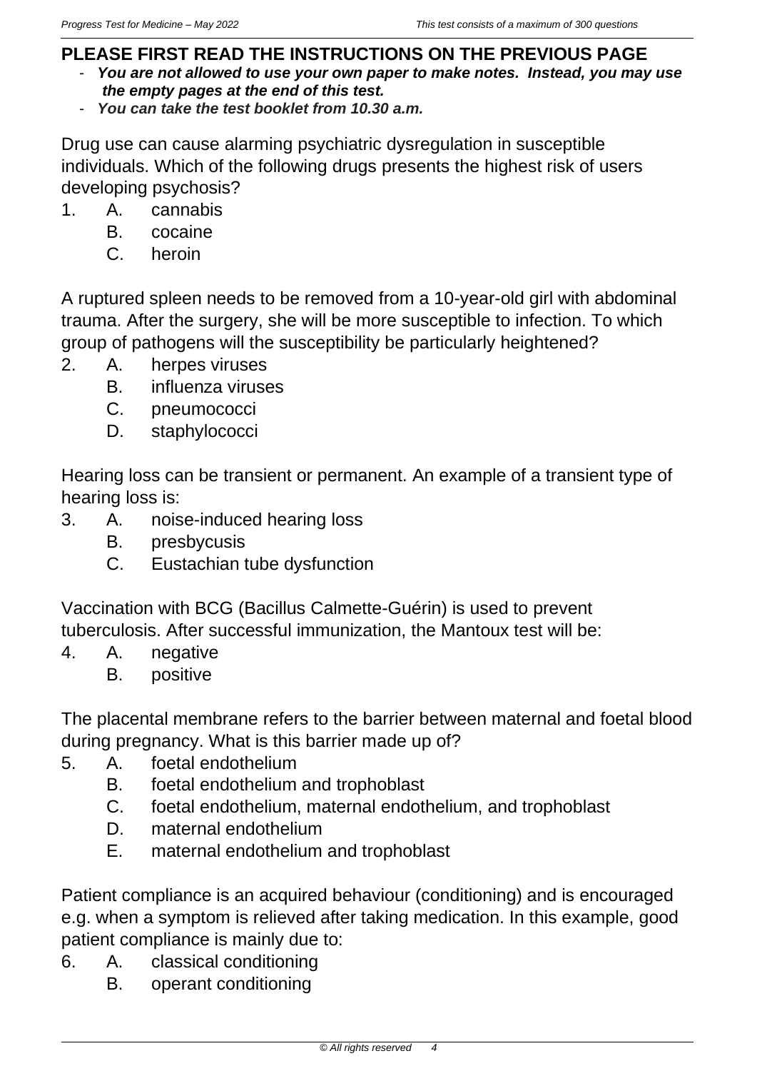**PLEASE FIRST READ THE INSTRUCTIONS ON THE PREVIOUS PAGE**

- ***You are not allowed to use your own paper to make notes. Instead, you may use the empty pages at the end of this test.***
- ***You can take the test booklet from 10.30 a.m.***

Drug use can cause alarming psychiatric dysregulation in susceptible individuals. Which of the following drugs presents the highest risk of users developing psychosis?

1. A. cannabis
   B. cocaine
   C. heroin

A ruptured spleen needs to be removed from a 10-year-old girl with abdominal trauma. After the surgery, she will be more susceptible to infection. To which group of pathogens will the susceptibility be particularly heightened?

2. A. herpes viruses
   B. influenza viruses
   C. pneumococci
   D. staphylococci

Hearing loss can be transient or permanent. An example of a transient type of hearing loss is:

3. A. noise-induced hearing loss
   B. presbycusis
   C. Eustachian tube dysfunction

Vaccination with BCG (Bacillus Calmette-Guérin) is used to prevent tuberculosis. After successful immunization, the Mantoux test will be:

4. A. negative
   B. positive

The placental membrane refers to the barrier between maternal and foetal blood during pregnancy. What is this barrier made up of?

5. A. foetal endothelium
   B. foetal endothelium and trophoblast
   C. foetal endothelium, maternal endothelium, and trophoblast
   D. maternal endothelium
   E. maternal endothelium and trophoblast

Patient compliance is an acquired behaviour (conditioning) and is encouraged e.g. when a symptom is relieved after taking medication. In this example, good patient compliance is mainly due to:

6. A. classical conditioning
   B. operant conditioning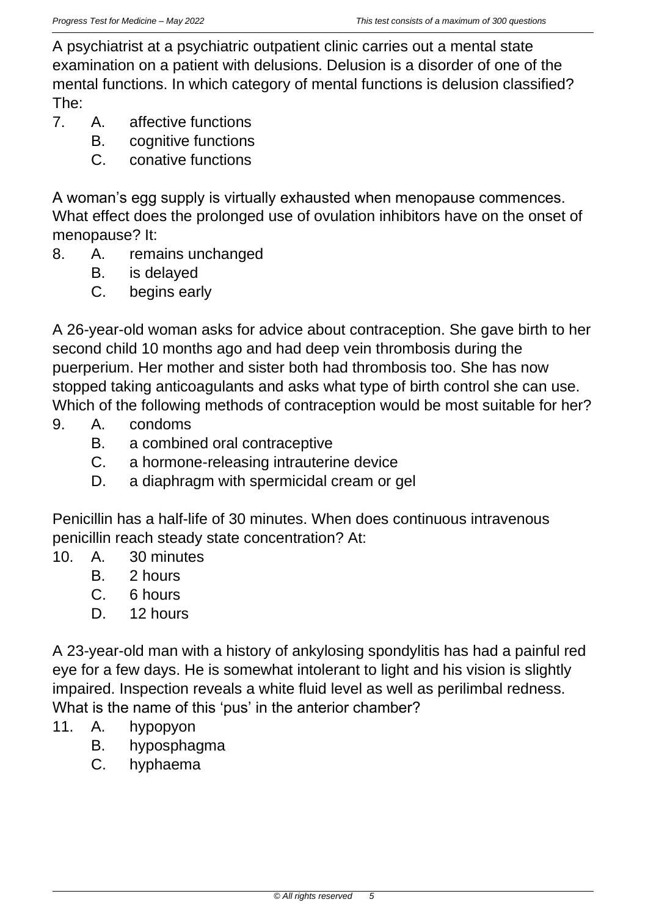A psychiatrist at a psychiatric outpatient clinic carries out a mental state examination on a patient with delusions. Delusion is a disorder of one of the mental functions. In which category of mental functions is delusion classified? The:

7. A. affective functions
   B. cognitive functions
   C. conative functions

A woman's egg supply is virtually exhausted when menopause commences. What effect does the prolonged use of ovulation inhibitors have on the onset of menopause? It:

8. A. remains unchanged
   B. is delayed
   C. begins early

A 26-year-old woman asks for advice about contraception. She gave birth to her second child 10 months ago and had deep vein thrombosis during the puerperium. Her mother and sister both had thrombosis too. She has now stopped taking anticoagulants and asks what type of birth control she can use. Which of the following methods of contraception would be most suitable for her?

9. A. condoms
   B. a combined oral contraceptive
   C. a hormone-releasing intrauterine device
   D. a diaphragm with spermicidal cream or gel

Penicillin has a half-life of 30 minutes. When does continuous intravenous penicillin reach steady state concentration? At:

10. A. 30 minutes
    B. 2 hours
    C. 6 hours
    D. 12 hours

A 23-year-old man with a history of ankylosing spondylitis has had a painful red eye for a few days. He is somewhat intolerant to light and his vision is slightly impaired. Inspection reveals a white fluid level as well as perilimbal redness. What is the name of this 'pus' in the anterior chamber?

11. A. hypopyon
    B. hyposphagma
    C. hyphaema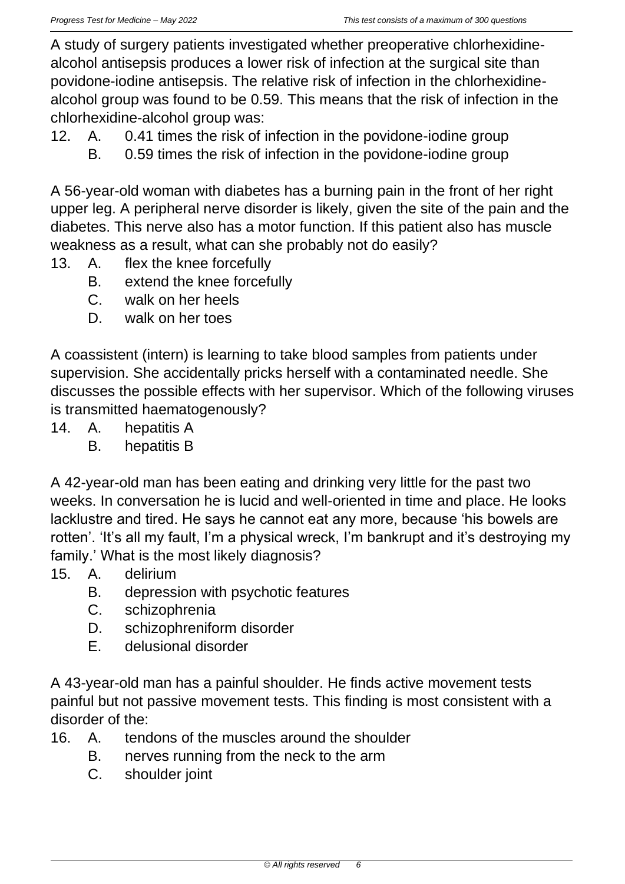A study of surgery patients investigated whether preoperative chlorhexidine-alcohol antisepsis produces a lower risk of infection at the surgical site than povidone-iodine antisepsis. The relative risk of infection in the chlorhexidine-alcohol group was found to be 0.59. This means that the risk of infection in the chlorhexidine-alcohol group was:

12. A. 0.41 times the risk of infection in the povidone-iodine group
    B. 0.59 times the risk of infection in the povidone-iodine group

A 56-year-old woman with diabetes has a burning pain in the front of her right upper leg. A peripheral nerve disorder is likely, given the site of the pain and the diabetes. This nerve also has a motor function. If this patient also has muscle weakness as a result, what can she probably not do easily?

13. A. flex the knee forcefully
    B. extend the knee forcefully
    C. walk on her heels
    D. walk on her toes

A coassistent (intern) is learning to take blood samples from patients under supervision. She accidentally pricks herself with a contaminated needle. She discusses the possible effects with her supervisor. Which of the following viruses is transmitted haematogenously?

14. A. hepatitis A
    B. hepatitis B

A 42-year-old man has been eating and drinking very little for the past two weeks. In conversation he is lucid and well-oriented in time and place. He looks lacklustre and tired. He says he cannot eat any more, because ‘his bowels are rotten’. ‘It’s all my fault, I’m a physical wreck, I’m bankrupt and it’s destroying my family.’ What is the most likely diagnosis?

15. A. delirium
    B. depression with psychotic features
    C. schizophrenia
    D. schizophreniform disorder
    E. delusional disorder

A 43-year-old man has a painful shoulder. He finds active movement tests painful but not passive movement tests. This finding is most consistent with a disorder of the:

16. A. tendons of the muscles around the shoulder
    B. nerves running from the neck to the arm
    C. shoulder joint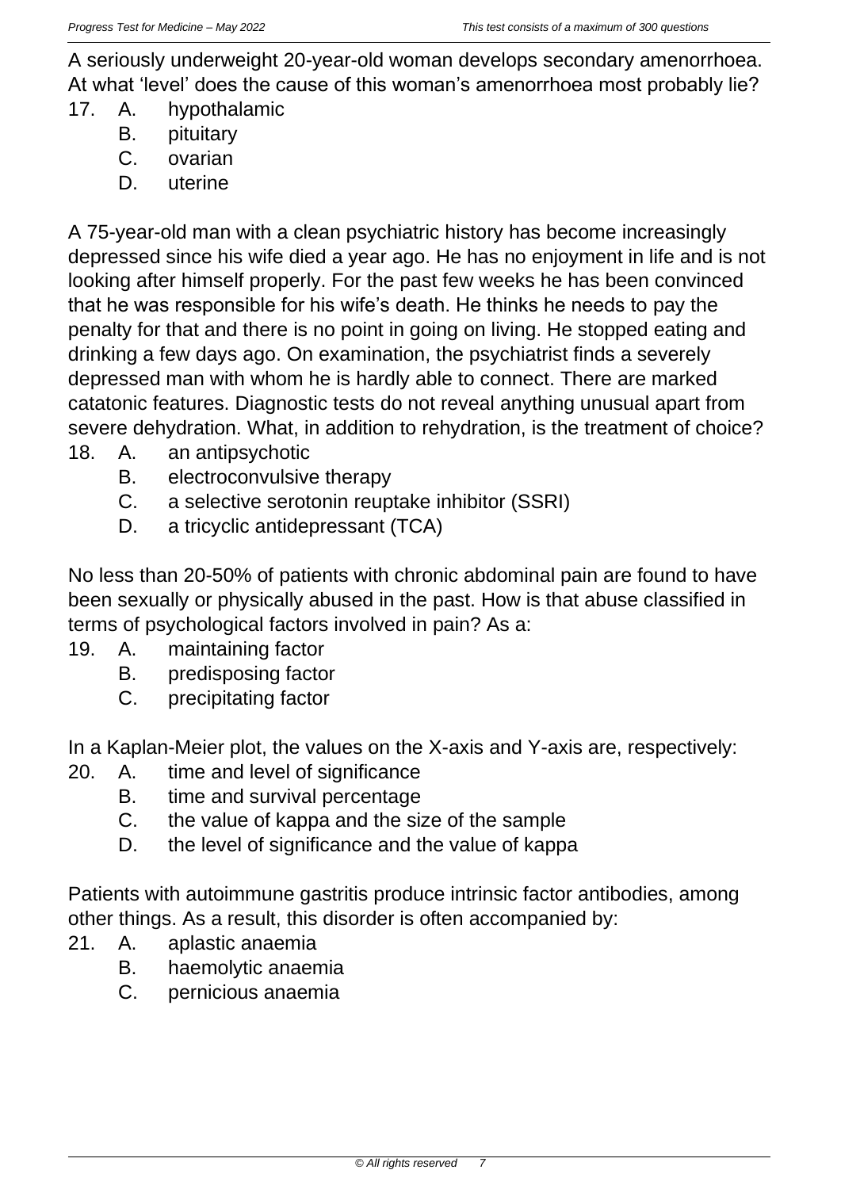A seriously underweight 20-year-old woman develops secondary amenorrhoea. At what ‘level’ does the cause of this woman’s amenorrhoea most probably lie?

17. A. hypothalamic
    B. pituitary
    C. ovarian
    D. uterine

A 75-year-old man with a clean psychiatric history has become increasingly depressed since his wife died a year ago. He has no enjoyment in life and is not looking after himself properly. For the past few weeks he has been convinced that he was responsible for his wife’s death. He thinks he needs to pay the penalty for that and there is no point in going on living. He stopped eating and drinking a few days ago. On examination, the psychiatrist finds a severely depressed man with whom he is hardly able to connect. There are marked catatonic features. Diagnostic tests do not reveal anything unusual apart from severe dehydration. What, in addition to rehydration, is the treatment of choice?

18. A. an antipsychotic
    B. electroconvulsive therapy
    C. a selective serotonin reuptake inhibitor (SSRI)
    D. a tricyclic antidepressant (TCA)

No less than 20-50% of patients with chronic abdominal pain are found to have been sexually or physically abused in the past. How is that abuse classified in terms of psychological factors involved in pain? As a:

19. A. maintaining factor
    B. predisposing factor
    C. precipitating factor

In a Kaplan-Meier plot, the values on the X-axis and Y-axis are, respectively:

20. A. time and level of significance
    B. time and survival percentage
    C. the value of kappa and the size of the sample
    D. the level of significance and the value of kappa

Patients with autoimmune gastritis produce intrinsic factor antibodies, among other things. As a result, this disorder is often accompanied by:

21. A. aplastic anaemia
    B. haemolytic anaemia
    C. pernicious anaemia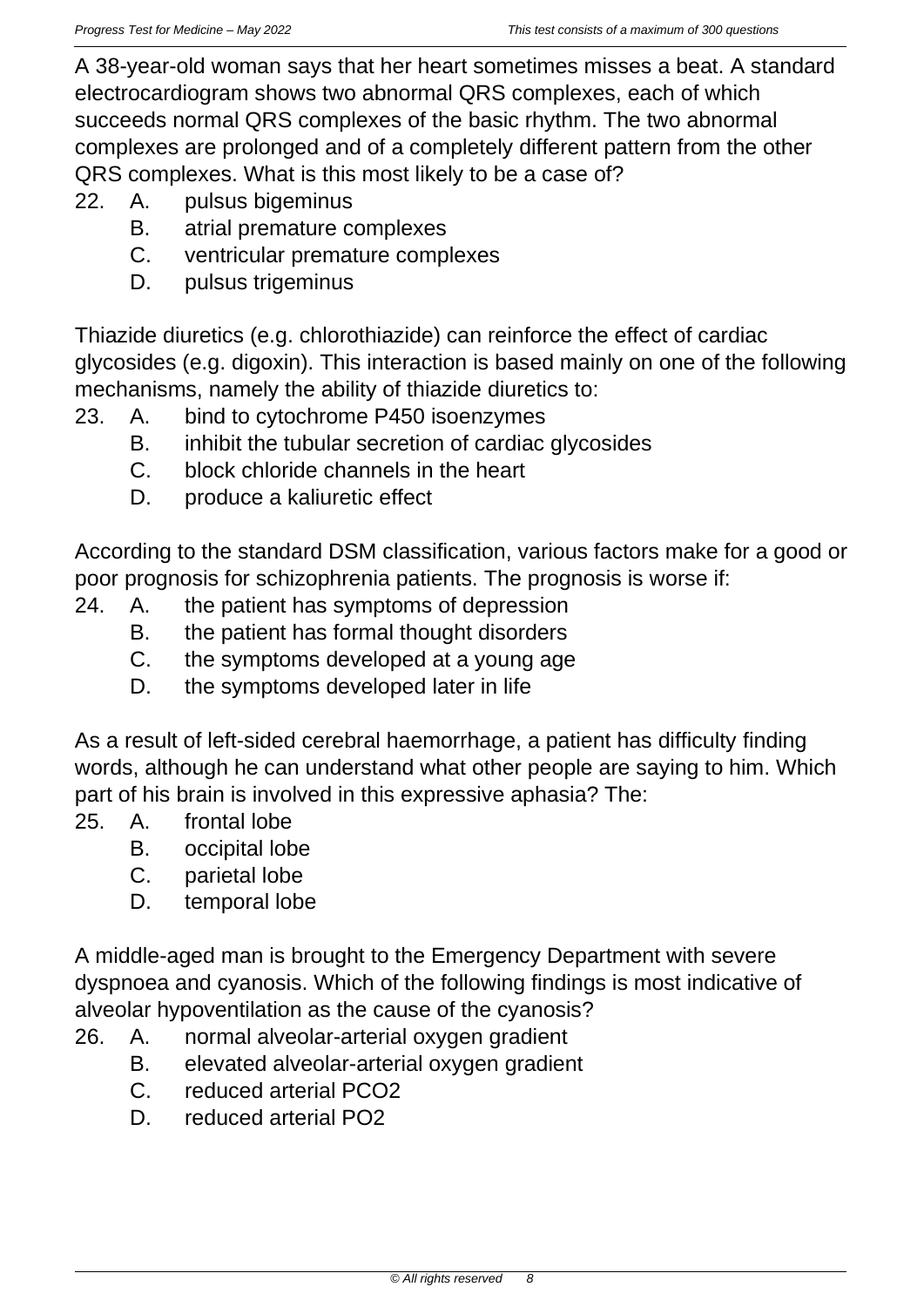A 38-year-old woman says that her heart sometimes misses a beat. A standard electrocardiogram shows two abnormal QRS complexes, each of which succeeds normal QRS complexes of the basic rhythm. The two abnormal complexes are prolonged and of a completely different pattern from the other QRS complexes. What is this most likely to be a case of?

22.
- A. pulsus bigeminus
- B. atrial premature complexes
- C. ventricular premature complexes
- D. pulsus trigeminus

Thiazide diuretics (e.g. chlorothiazide) can reinforce the effect of cardiac glycosides (e.g. digoxin). This interaction is based mainly on one of the following mechanisms, namely the ability of thiazide diuretics to:

23.
- A. bind to cytochrome P450 isoenzymes
- B. inhibit the tubular secretion of cardiac glycosides
- C. block chloride channels in the heart
- D. produce a kaliuretic effect

According to the standard DSM classification, various factors make for a good or poor prognosis for schizophrenia patients. The prognosis is worse if:

24.
- A. the patient has symptoms of depression
- B. the patient has formal thought disorders
- C. the symptoms developed at a young age
- D. the symptoms developed later in life

As a result of left-sided cerebral haemorrhage, a patient has difficulty finding words, although he can understand what other people are saying to him. Which part of his brain is involved in this expressive aphasia? The:

25.
- A. frontal lobe
- B. occipital lobe
- C. parietal lobe
- D. temporal lobe

A middle-aged man is brought to the Emergency Department with severe dyspnoea and cyanosis. Which of the following findings is most indicative of alveolar hypoventilation as the cause of the cyanosis?

26.
- A. normal alveolar-arterial oxygen gradient
- B. elevated alveolar-arterial oxygen gradient
- C. reduced arterial $PCO_2$
- D. reduced arterial $PO_2$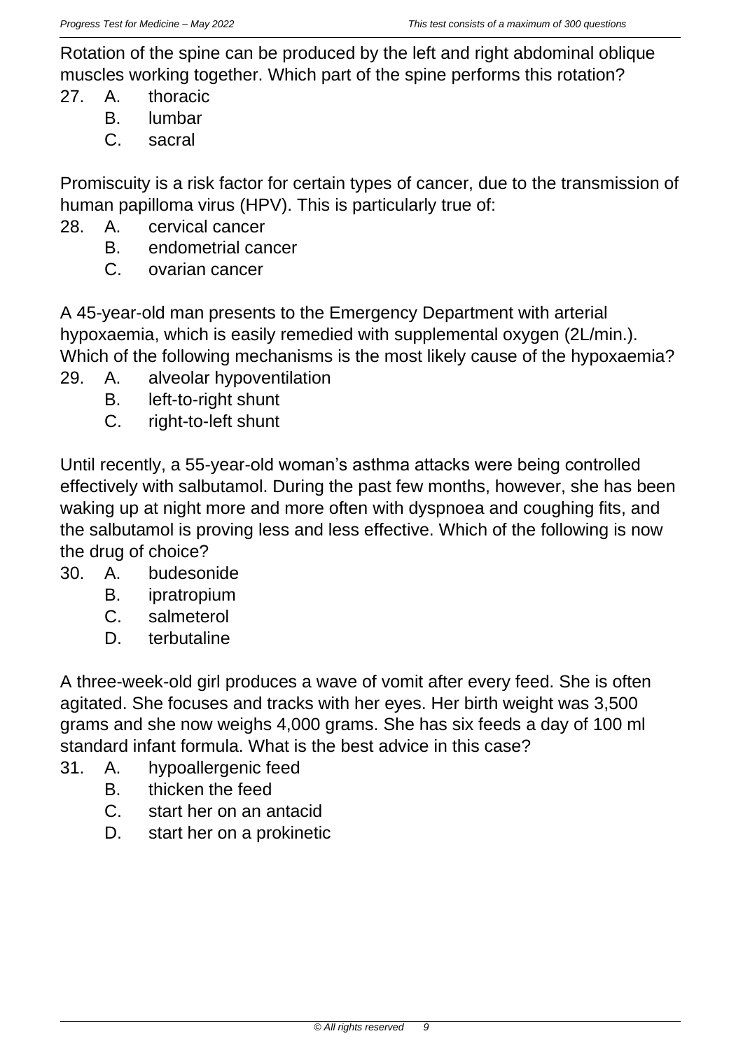Rotation of the spine can be produced by the left and right abdominal oblique muscles working together. Which part of the spine performs this rotation?

27. A. thoracic
    B. lumbar
    C. sacral

Promiscuity is a risk factor for certain types of cancer, due to the transmission of human papilloma virus (HPV). This is particularly true of:

28. A. cervical cancer
    B. endometrial cancer
    C. ovarian cancer

A 45-year-old man presents to the Emergency Department with arterial hypoxaemia, which is easily remedied with supplemental oxygen (2L/min.). Which of the following mechanisms is the most likely cause of the hypoxaemia?

29. A. alveolar hypoventilation
    B. left-to-right shunt
    C. right-to-left shunt

Until recently, a 55-year-old woman's asthma attacks were being controlled effectively with salbutamol. During the past few months, however, she has been waking up at night more and more often with dyspnoea and coughing fits, and the salbutamol is proving less and less effective. Which of the following is now the drug of choice?

30. A. budesonide
    B. ipratropium
    C. salmeterol
    D. terbutaline

A three-week-old girl produces a wave of vomit after every feed. She is often agitated. She focuses and tracks with her eyes. Her birth weight was 3,500 grams and she now weighs 4,000 grams. She has six feeds a day of 100 ml standard infant formula. What is the best advice in this case?

31. A. hypoallergenic feed
    B. thicken the feed
    C. start her on an antacid
    D. start her on a prokinetic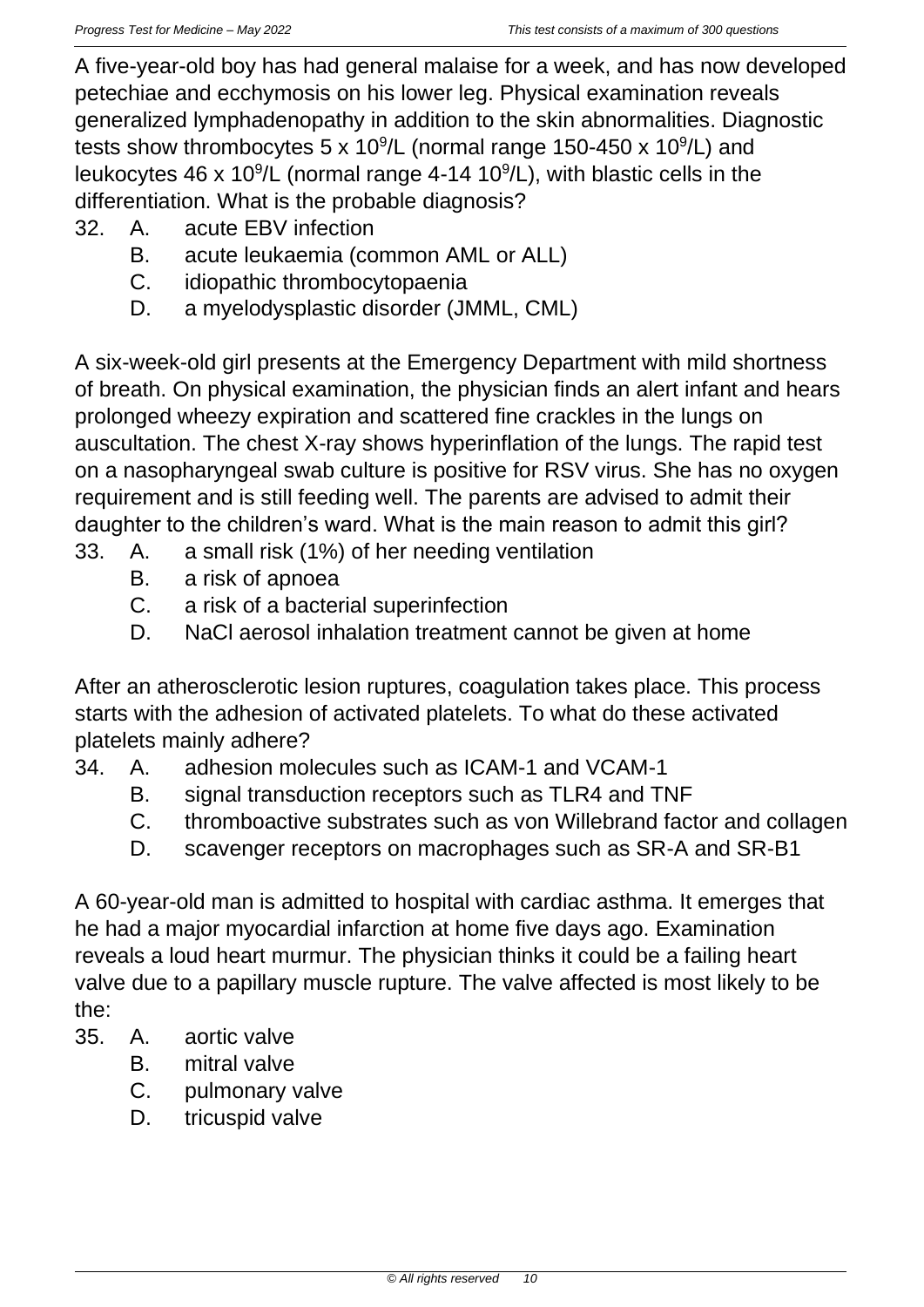A five-year-old boy has had general malaise for a week, and has now developed petechiae and ecchymosis on his lower leg. Physical examination reveals generalized lymphadenopathy in addition to the skin abnormalities. Diagnostic tests show thrombocytes 5 x $10^9$/L (normal range 150-450 x $10^9$/L) and leukocytes 46 x $10^9$/L (normal range 4-14 $10^9$/L), with blastic cells in the differentiation. What is the probable diagnosis?

32. A. acute EBV infection
    B. acute leukaemia (common AML or ALL)
    C. idiopathic thrombocytopaenia
    D. a myelodysplastic disorder (JMML, CML)

A six-week-old girl presents at the Emergency Department with mild shortness of breath. On physical examination, the physician finds an alert infant and hears prolonged wheezy expiration and scattered fine crackles in the lungs on auscultation. The chest X-ray shows hyperinflation of the lungs. The rapid test on a nasopharyngeal swab culture is positive for RSV virus. She has no oxygen requirement and is still feeding well. The parents are advised to admit their daughter to the children's ward. What is the main reason to admit this girl?

33. A. a small risk (1%) of her needing ventilation
    B. a risk of apnoea
    C. a risk of a bacterial superinfection
    D. NaCl aerosol inhalation treatment cannot be given at home

After an atherosclerotic lesion ruptures, coagulation takes place. This process starts with the adhesion of activated platelets. To what do these activated platelets mainly adhere?

34. A. adhesion molecules such as ICAM-1 and VCAM-1
    B. signal transduction receptors such as TLR4 and TNF
    C. thromboactive substrates such as von Willebrand factor and collagen
    D. scavenger receptors on macrophages such as SR-A and SR-B1

A 60-year-old man is admitted to hospital with cardiac asthma. It emerges that he had a major myocardial infarction at home five days ago. Examination reveals a loud heart murmur. The physician thinks it could be a failing heart valve due to a papillary muscle rupture. The valve affected is most likely to be the:

35. A. aortic valve
    B. mitral valve
    C. pulmonary valve
    D. tricuspid valve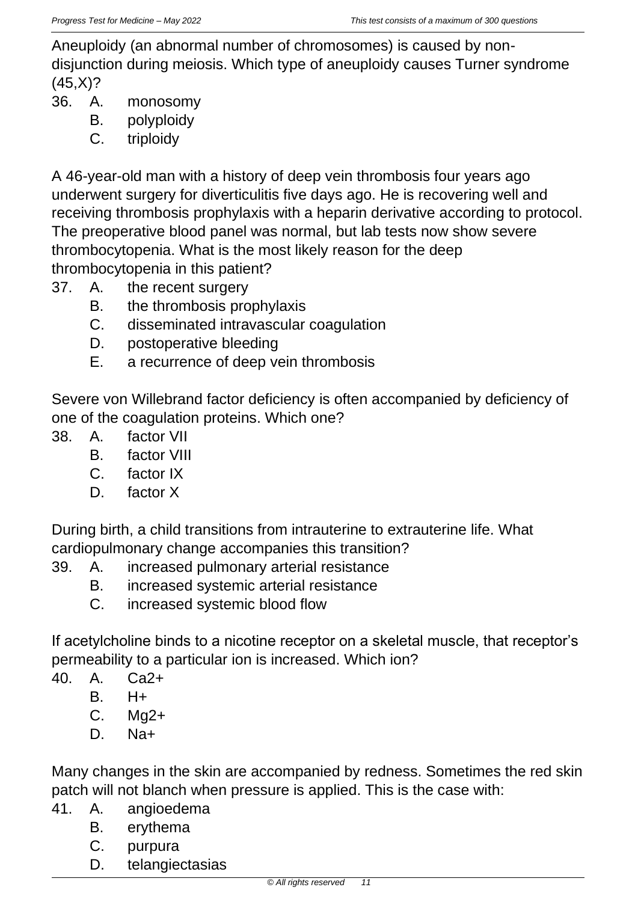Aneuploidy (an abnormal number of chromosomes) is caused by non-disjunction during meiosis. Which type of aneuploidy causes Turner syndrome (45,X)?

36. A. monosomy
    B. polyploidy
    C. triploidy

A 46-year-old man with a history of deep vein thrombosis four years ago underwent surgery for diverticulitis five days ago. He is recovering well and receiving thrombosis prophylaxis with a heparin derivative according to protocol. The preoperative blood panel was normal, but lab tests now show severe thrombocytopenia. What is the most likely reason for the deep thrombocytopenia in this patient?

37. A. the recent surgery
    B. the thrombosis prophylaxis
    C. disseminated intravascular coagulation
    D. postoperative bleeding
    E. a recurrence of deep vein thrombosis

Severe von Willebrand factor deficiency is often accompanied by deficiency of one of the coagulation proteins. Which one?

38. A. factor VII
    B. factor VIII
    C. factor IX
    D. factor X

During birth, a child transitions from intrauterine to extrauterine life. What cardiopulmonary change accompanies this transition?

39. A. increased pulmonary arterial resistance
    B. increased systemic arterial resistance
    C. increased systemic blood flow

If acetylcholine binds to a nicotine receptor on a skeletal muscle, that receptor's permeability to a particular ion is increased. Which ion?

40. A. $Ca^{2+}$
    B. $H^{+}$
    C. $Mg^{2+}$
    D. $Na^{+}$

Many changes in the skin are accompanied by redness. Sometimes the red skin patch will not blanch when pressure is applied. This is the case with:

41. A. angioedema
    B. erythema
    C. purpura
    D. telangiectasias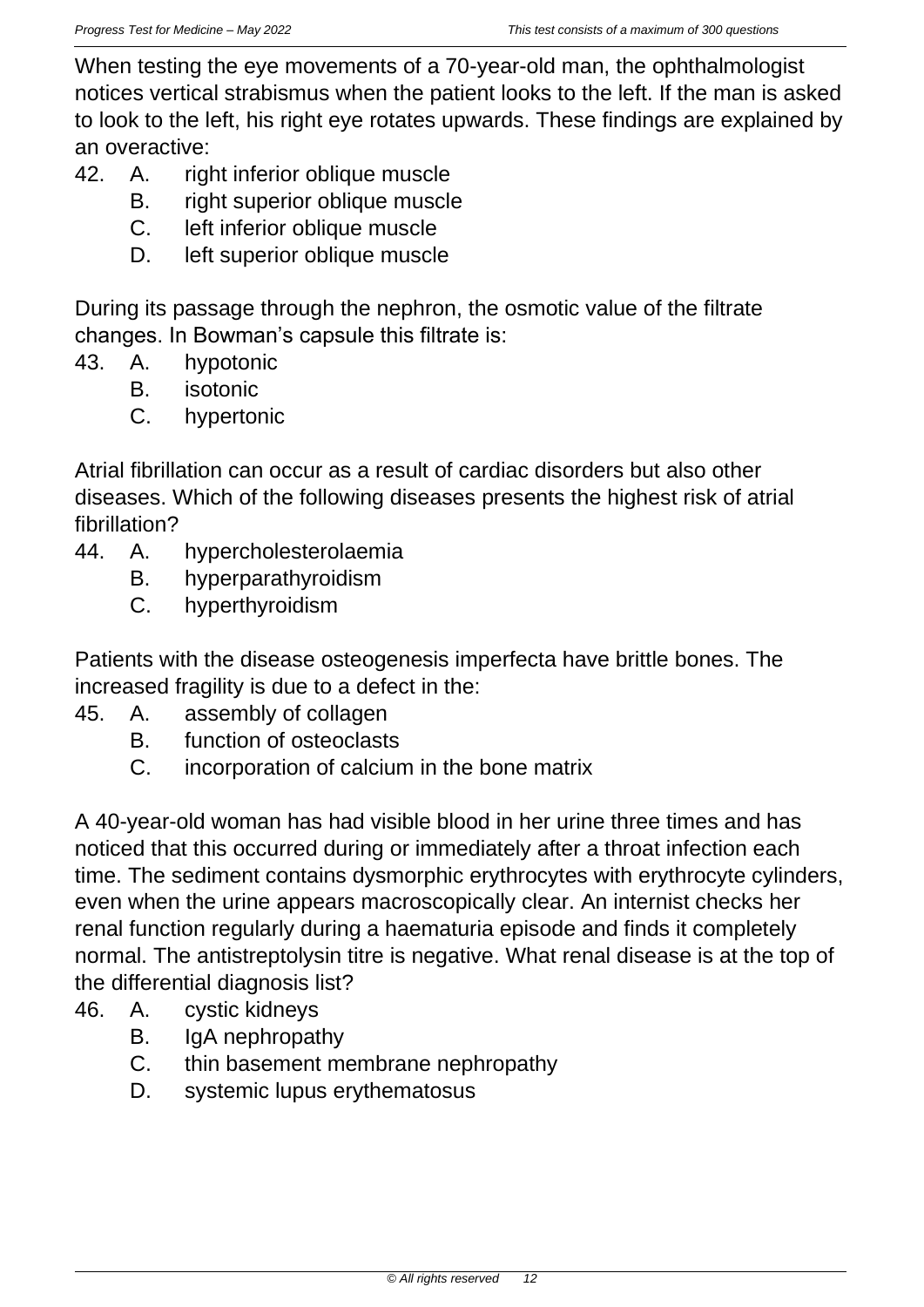When testing the eye movements of a 70-year-old man, the ophthalmologist notices vertical strabismus when the patient looks to the left. If the man is asked to look to the left, his right eye rotates upwards. These findings are explained by an overactive:

42. A. right inferior oblique muscle
    B. right superior oblique muscle
    C. left inferior oblique muscle
    D. left superior oblique muscle

During its passage through the nephron, the osmotic value of the filtrate changes. In Bowman's capsule this filtrate is:

43. A. hypotonic
    B. isotonic
    C. hypertonic

Atrial fibrillation can occur as a result of cardiac disorders but also other diseases. Which of the following diseases presents the highest risk of atrial fibrillation?

44. A. hypercholesterolaemia
    B. hyperparathyroidism
    C. hyperthyroidism

Patients with the disease osteogenesis imperfecta have brittle bones. The increased fragility is due to a defect in the:

45. A. assembly of collagen
    B. function of osteoclasts
    C. incorporation of calcium in the bone matrix

A 40-year-old woman has had visible blood in her urine three times and has noticed that this occurred during or immediately after a throat infection each time. The sediment contains dysmorphic erythrocytes with erythrocyte cylinders, even when the urine appears macroscopically clear. An internist checks her renal function regularly during a haematuria episode and finds it completely normal. The antistreptolysin titre is negative. What renal disease is at the top of the differential diagnosis list?

46. A. cystic kidneys
    B. IgA nephropathy
    C. thin basement membrane nephropathy
    D. systemic lupus erythematosus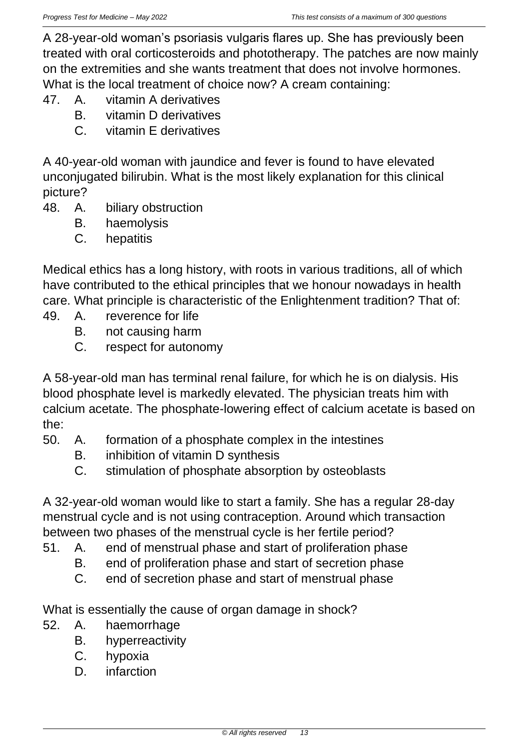A 28-year-old woman's psoriasis vulgaris flares up. She has previously been treated with oral corticosteroids and phototherapy. The patches are now mainly on the extremities and she wants treatment that does not involve hormones. What is the local treatment of choice now? A cream containing:

47. A. vitamin A derivatives
    B. vitamin D derivatives
    C. vitamin E derivatives

A 40-year-old woman with jaundice and fever is found to have elevated unconjugated bilirubin. What is the most likely explanation for this clinical picture?

48. A. biliary obstruction
    B. haemolysis
    C. hepatitis

Medical ethics has a long history, with roots in various traditions, all of which have contributed to the ethical principles that we honour nowadays in health care. What principle is characteristic of the Enlightenment tradition? That of:

49. A. reverence for life
    B. not causing harm
    C. respect for autonomy

A 58-year-old man has terminal renal failure, for which he is on dialysis. His blood phosphate level is markedly elevated. The physician treats him with calcium acetate. The phosphate-lowering effect of calcium acetate is based on the:

50. A. formation of a phosphate complex in the intestines
    B. inhibition of vitamin D synthesis
    C. stimulation of phosphate absorption by osteoblasts

A 32-year-old woman would like to start a family. She has a regular 28-day menstrual cycle and is not using contraception. Around which transaction between two phases of the menstrual cycle is her fertile period?

51. A. end of menstrual phase and start of proliferation phase
    B. end of proliferation phase and start of secretion phase
    C. end of secretion phase and start of menstrual phase

What is essentially the cause of organ damage in shock?

52. A. haemorrhage
    B. hyperreactivity
    C. hypoxia
    D. infarction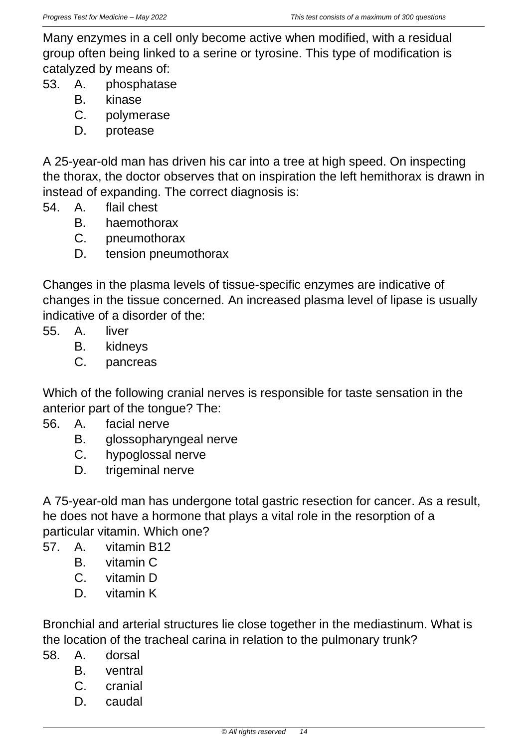Many enzymes in a cell only become active when modified, with a residual group often being linked to a serine or tyrosine. This type of modification is catalyzed by means of:

53. A. phosphatase
    B. kinase
    C. polymerase
    D. protease

A 25-year-old man has driven his car into a tree at high speed. On inspecting the thorax, the doctor observes that on inspiration the left hemithorax is drawn in instead of expanding. The correct diagnosis is:

54. A. flail chest
    B. haemothorax
    C. pneumothorax
    D. tension pneumothorax

Changes in the plasma levels of tissue-specific enzymes are indicative of changes in the tissue concerned. An increased plasma level of lipase is usually indicative of a disorder of the:

55. A. liver
    B. kidneys
    C. pancreas

Which of the following cranial nerves is responsible for taste sensation in the anterior part of the tongue? The:

56. A. facial nerve
    B. glossopharyngeal nerve
    C. hypoglossal nerve
    D. trigeminal nerve

A 75-year-old man has undergone total gastric resection for cancer. As a result, he does not have a hormone that plays a vital role in the resorption of a particular vitamin. Which one?

57. A. vitamin B12
    B. vitamin C
    C. vitamin D
    D. vitamin K

Bronchial and arterial structures lie close together in the mediastinum. What is the location of the tracheal carina in relation to the pulmonary trunk?

58. A. dorsal
    B. ventral
    C. cranial
    D. caudal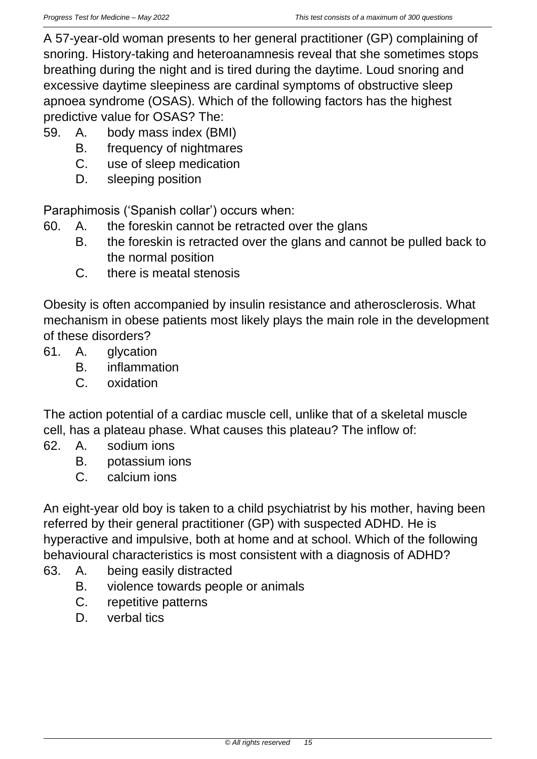A 57-year-old woman presents to her general practitioner (GP) complaining of snoring. History-taking and heteroanamnesis reveal that she sometimes stops breathing during the night and is tired during the daytime. Loud snoring and excessive daytime sleepiness are cardinal symptoms of obstructive sleep apnoea syndrome (OSAS). Which of the following factors has the highest predictive value for OSAS? The:

59. A. body mass index (BMI)
    B. frequency of nightmares
    C. use of sleep medication
    D. sleeping position

Paraphimosis ('Spanish collar') occurs when:

60. A. the foreskin cannot be retracted over the glans
    B. the foreskin is retracted over the glans and cannot be pulled back to the normal position
    C. there is meatal stenosis

Obesity is often accompanied by insulin resistance and atherosclerosis. What mechanism in obese patients most likely plays the main role in the development of these disorders?

61. A. glycation
    B. inflammation
    C. oxidation

The action potential of a cardiac muscle cell, unlike that of a skeletal muscle cell, has a plateau phase. What causes this plateau? The inflow of:

62. A. sodium ions
    B. potassium ions
    C. calcium ions

An eight-year old boy is taken to a child psychiatrist by his mother, having been referred by their general practitioner (GP) with suspected ADHD. He is hyperactive and impulsive, both at home and at school. Which of the following behavioural characteristics is most consistent with a diagnosis of ADHD?

63. A. being easily distracted
    B. violence towards people or animals
    C. repetitive patterns
    D. verbal tics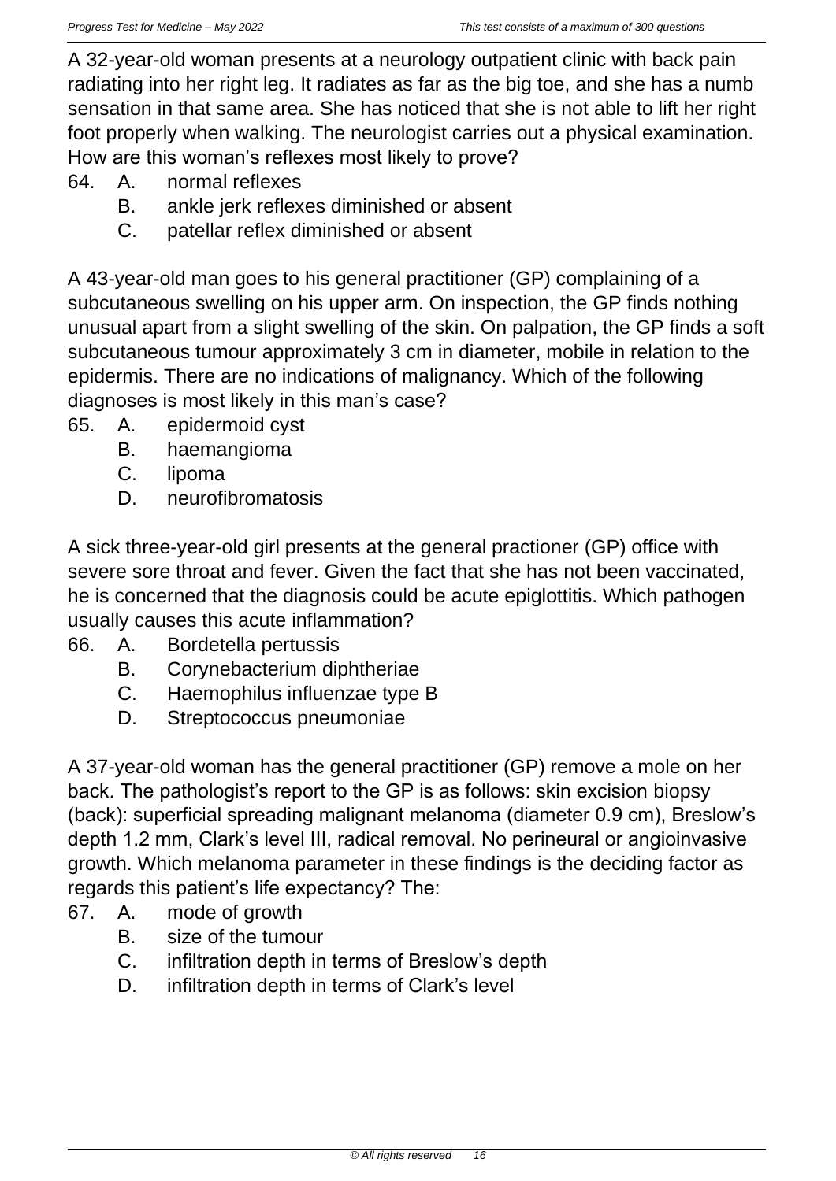A 32-year-old woman presents at a neurology outpatient clinic with back pain radiating into her right leg. It radiates as far as the big toe, and she has a numb sensation in that same area. She has noticed that she is not able to lift her right foot properly when walking. The neurologist carries out a physical examination. How are this woman's reflexes most likely to prove?

64. A. normal reflexes
    B. ankle jerk reflexes diminished or absent
    C. patellar reflex diminished or absent

A 43-year-old man goes to his general practitioner (GP) complaining of a subcutaneous swelling on his upper arm. On inspection, the GP finds nothing unusual apart from a slight swelling of the skin. On palpation, the GP finds a soft subcutaneous tumour approximately 3 cm in diameter, mobile in relation to the epidermis. There are no indications of malignancy. Which of the following diagnoses is most likely in this man's case?

65. A. epidermoid cyst
    B. haemangioma
    C. lipoma
    D. neurofibromatosis

A sick three-year-old girl presents at the general practioner (GP) office with severe sore throat and fever. Given the fact that she has not been vaccinated, he is concerned that the diagnosis could be acute epiglottitis. Which pathogen usually causes this acute inflammation?

66. A. Bordetella pertussis
    B. Corynebacterium diphtheriae
    C. Haemophilus influenzae type B
    D. Streptococcus pneumoniae

A 37-year-old woman has the general practitioner (GP) remove a mole on her back. The pathologist's report to the GP is as follows: skin excision biopsy (back): superficial spreading malignant melanoma (diameter 0.9 cm), Breslow's depth 1.2 mm, Clark's level III, radical removal. No perineural or angioinvasive growth. Which melanoma parameter in these findings is the deciding factor as regards this patient's life expectancy? The:

67. A. mode of growth
    B. size of the tumour
    C. infiltration depth in terms of Breslow's depth
    D. infiltration depth in terms of Clark's level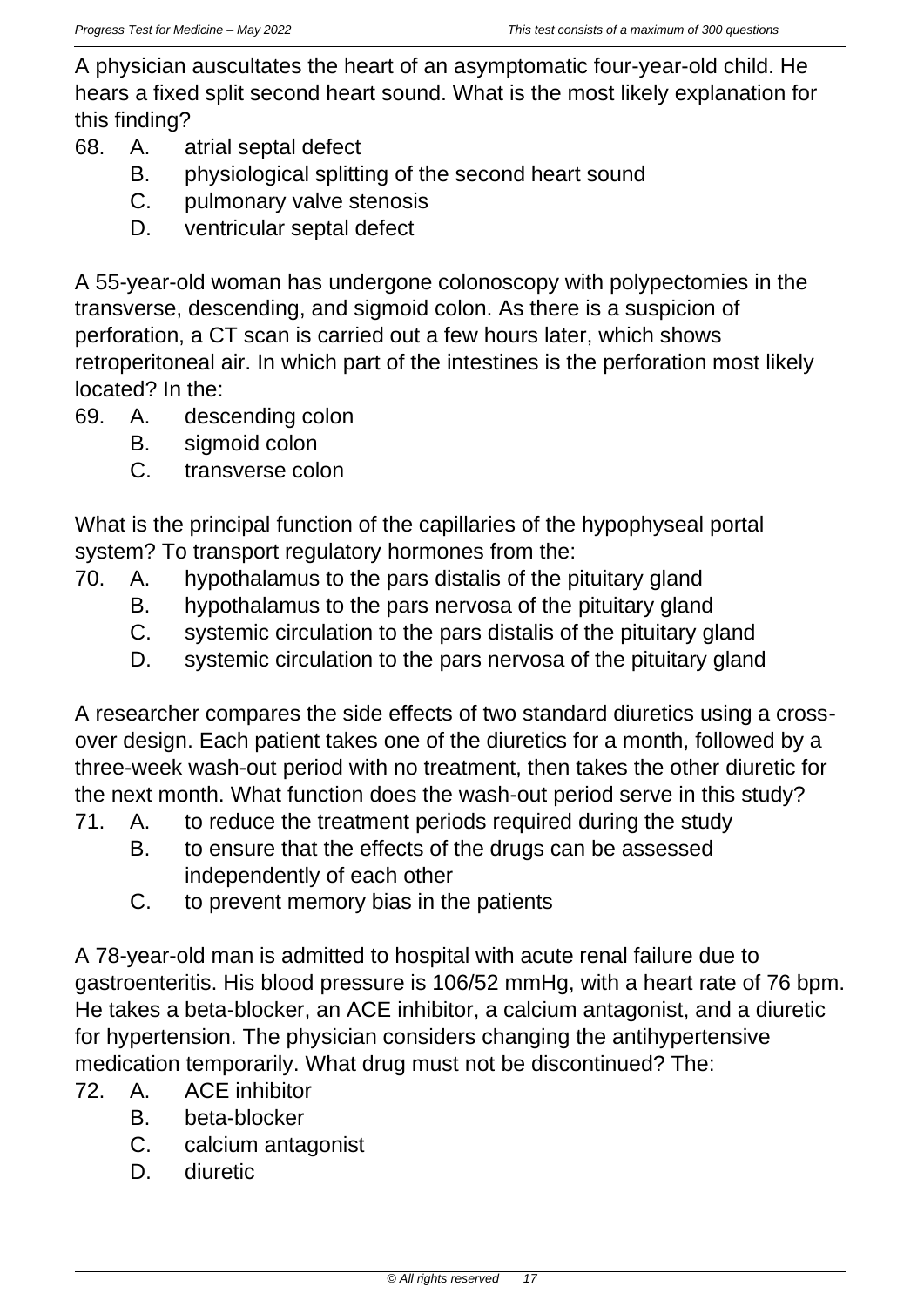A physician auscultates the heart of an asymptomatic four-year-old child. He hears a fixed split second heart sound. What is the most likely explanation for this finding?

68. A. atrial septal defect
    B. physiological splitting of the second heart sound
    C. pulmonary valve stenosis
    D. ventricular septal defect

A 55-year-old woman has undergone colonoscopy with polypectomies in the transverse, descending, and sigmoid colon. As there is a suspicion of perforation, a CT scan is carried out a few hours later, which shows retroperitoneal air. In which part of the intestines is the perforation most likely located? In the:

69. A. descending colon
    B. sigmoid colon
    C. transverse colon

What is the principal function of the capillaries of the hypophyseal portal system? To transport regulatory hormones from the:

70. A. hypothalamus to the pars distalis of the pituitary gland
    B. hypothalamus to the pars nervosa of the pituitary gland
    C. systemic circulation to the pars distalis of the pituitary gland
    D. systemic circulation to the pars nervosa of the pituitary gland

A researcher compares the side effects of two standard diuretics using a cross-over design. Each patient takes one of the diuretics for a month, followed by a three-week wash-out period with no treatment, then takes the other diuretic for the next month. What function does the wash-out period serve in this study?

71. A. to reduce the treatment periods required during the study
    B. to ensure that the effects of the drugs can be assessed independently of each other
    C. to prevent memory bias in the patients

A 78-year-old man is admitted to hospital with acute renal failure due to gastroenteritis. His blood pressure is 106/52 mmHg, with a heart rate of 76 bpm. He takes a beta-blocker, an ACE inhibitor, a calcium antagonist, and a diuretic for hypertension. The physician considers changing the antihypertensive medication temporarily. What drug must not be discontinued? The:

72. A. ACE inhibitor
    B. beta-blocker
    C. calcium antagonist
    D. diuretic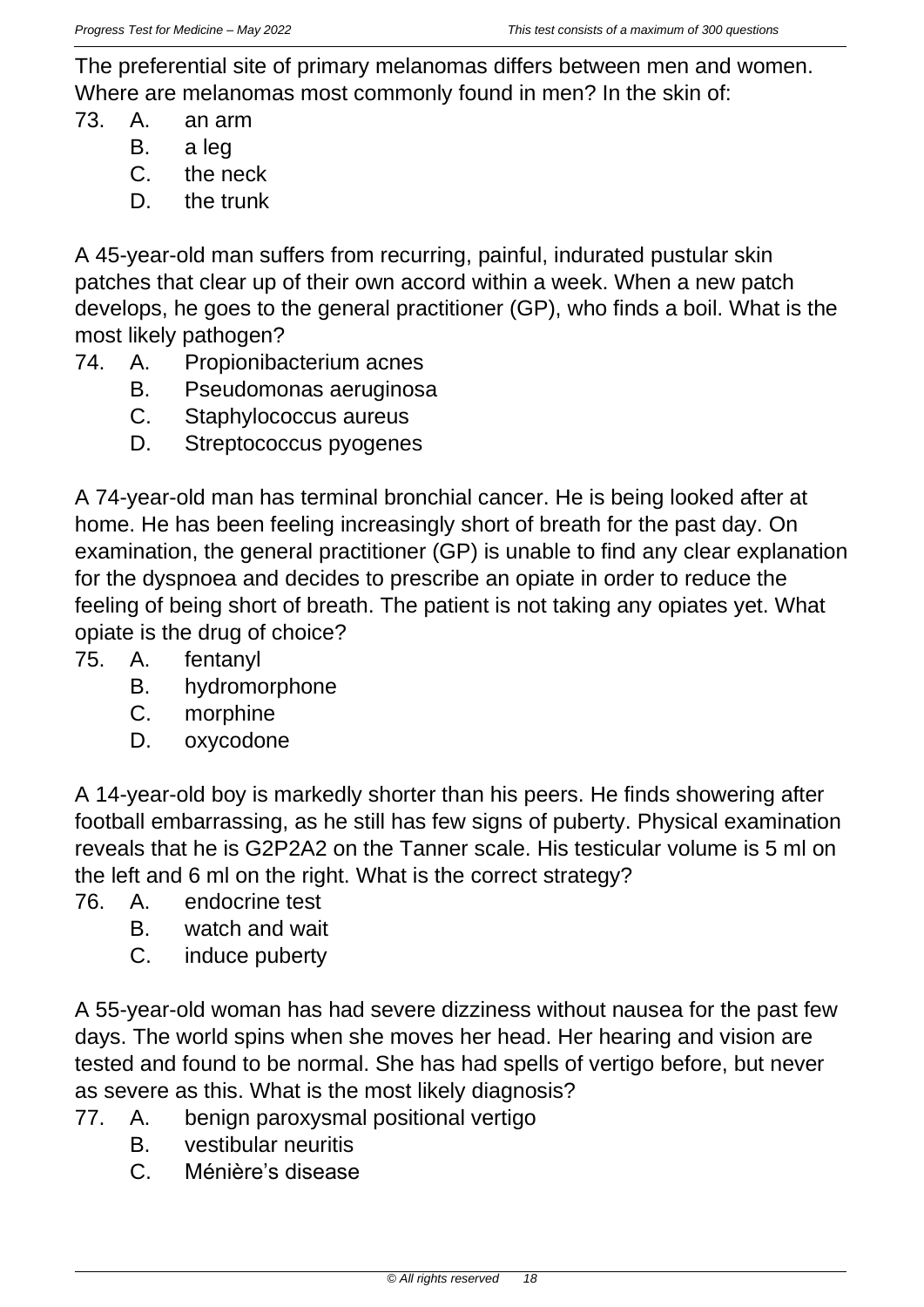The preferential site of primary melanomas differs between men and women. Where are melanomas most commonly found in men? In the skin of:

73. A. an arm
    B. a leg
    C. the neck
    D. the trunk

A 45-year-old man suffers from recurring, painful, indurated pustular skin patches that clear up of their own accord within a week. When a new patch develops, he goes to the general practitioner (GP), who finds a boil. What is the most likely pathogen?

74. A. Propionibacterium acnes
    B. Pseudomonas aeruginosa
    C. Staphylococcus aureus
    D. Streptococcus pyogenes

A 74-year-old man has terminal bronchial cancer. He is being looked after at home. He has been feeling increasingly short of breath for the past day. On examination, the general practitioner (GP) is unable to find any clear explanation for the dyspnoea and decides to prescribe an opiate in order to reduce the feeling of being short of breath. The patient is not taking any opiates yet. What opiate is the drug of choice?

75. A. fentanyl
    B. hydromorphone
    C. morphine
    D. oxycodone

A 14-year-old boy is markedly shorter than his peers. He finds showering after football embarrassing, as he still has few signs of puberty. Physical examination reveals that he is G2P2A2 on the Tanner scale. His testicular volume is 5 ml on the left and 6 ml on the right. What is the correct strategy?

76. A. endocrine test
    B. watch and wait
    C. induce puberty

A 55-year-old woman has had severe dizziness without nausea for the past few days. The world spins when she moves her head. Her hearing and vision are tested and found to be normal. She has had spells of vertigo before, but never as severe as this. What is the most likely diagnosis?

77. A. benign paroxysmal positional vertigo
    B. vestibular neuritis
    C. Ménière’s disease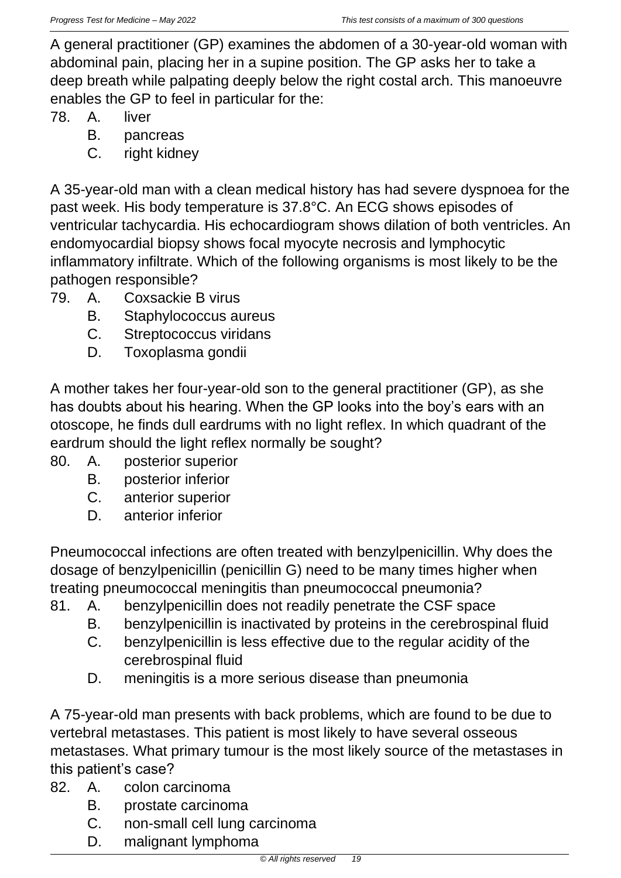A general practitioner (GP) examines the abdomen of a 30-year-old woman with abdominal pain, placing her in a supine position. The GP asks her to take a deep breath while palpating deeply below the right costal arch. This manoeuvre enables the GP to feel in particular for the:

78. A. liver
    B. pancreas
    C. right kidney

A 35-year-old man with a clean medical history has had severe dyspnoea for the past week. His body temperature is 37.8°C. An ECG shows episodes of ventricular tachycardia. His echocardiogram shows dilation of both ventricles. An endomyocardial biopsy shows focal myocyte necrosis and lymphocytic inflammatory infiltrate. Which of the following organisms is most likely to be the pathogen responsible?

79. A. Coxsackie B virus
    B. Staphylococcus aureus
    C. Streptococcus viridans
    D. Toxoplasma gondii

A mother takes her four-year-old son to the general practitioner (GP), as she has doubts about his hearing. When the GP looks into the boy's ears with an otoscope, he finds dull eardrums with no light reflex. In which quadrant of the eardrum should the light reflex normally be sought?

80. A. posterior superior
    B. posterior inferior
    C. anterior superior
    D. anterior inferior

Pneumococcal infections are often treated with benzylpenicillin. Why does the dosage of benzylpenicillin (penicillin G) need to be many times higher when treating pneumococcal meningitis than pneumococcal pneumonia?

81. A. benzylpenicillin does not readily penetrate the CSF space
    B. benzylpenicillin is inactivated by proteins in the cerebrospinal fluid
    C. benzylpenicillin is less effective due to the regular acidity of the cerebrospinal fluid
    D. meningitis is a more serious disease than pneumonia

A 75-year-old man presents with back problems, which are found to be due to vertebral metastases. This patient is most likely to have several osseous metastases. What primary tumour is the most likely source of the metastases in this patient's case?

82. A. colon carcinoma
    B. prostate carcinoma
    C. non-small cell lung carcinoma
    D. malignant lymphoma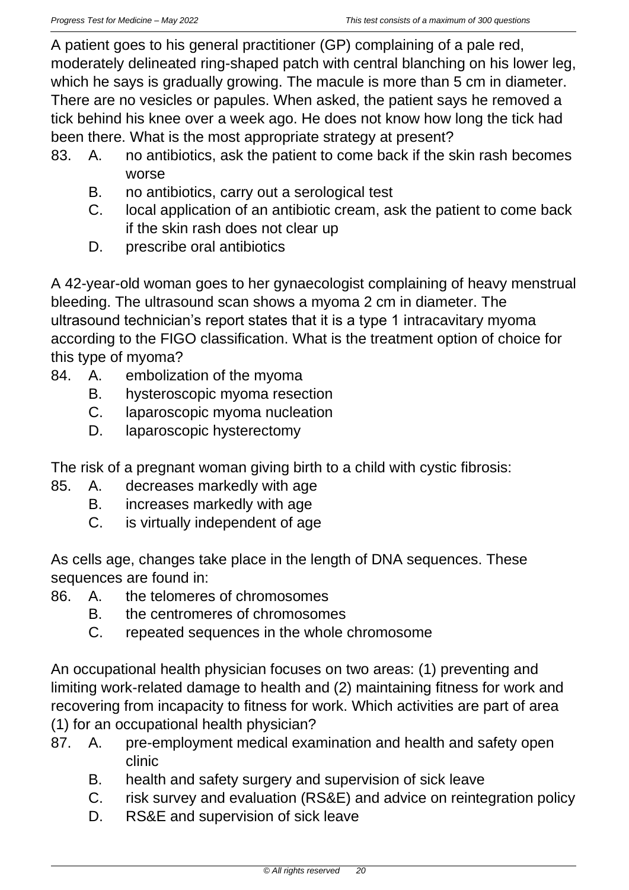A patient goes to his general practitioner (GP) complaining of a pale red, moderately delineated ring-shaped patch with central blanching on his lower leg, which he says is gradually growing. The macule is more than 5 cm in diameter. There are no vesicles or papules. When asked, the patient says he removed a tick behind his knee over a week ago. He does not know how long the tick had been there. What is the most appropriate strategy at present?

83. A. no antibiotics, ask the patient to come back if the skin rash becomes worse
    B. no antibiotics, carry out a serological test
    C. local application of an antibiotic cream, ask the patient to come back if the skin rash does not clear up
    D. prescribe oral antibiotics

A 42-year-old woman goes to her gynaecologist complaining of heavy menstrual bleeding. The ultrasound scan shows a myoma 2 cm in diameter. The ultrasound technician's report states that it is a type 1 intracavitary myoma according to the FIGO classification. What is the treatment option of choice for this type of myoma?

84. A. embolization of the myoma
    B. hysteroscopic myoma resection
    C. laparoscopic myoma nucleation
    D. laparoscopic hysterectomy

The risk of a pregnant woman giving birth to a child with cystic fibrosis:

85. A. decreases markedly with age
    B. increases markedly with age
    C. is virtually independent of age

As cells age, changes take place in the length of DNA sequences. These sequences are found in:

86. A. the telomeres of chromosomes
    B. the centromeres of chromosomes
    C. repeated sequences in the whole chromosome

An occupational health physician focuses on two areas: (1) preventing and limiting work-related damage to health and (2) maintaining fitness for work and recovering from incapacity to fitness for work. Which activities are part of area (1) for an occupational health physician?

87. A. pre-employment medical examination and health and safety open clinic
    B. health and safety surgery and supervision of sick leave
    C. risk survey and evaluation (RS&E) and advice on reintegration policy
    D. RS&E and supervision of sick leave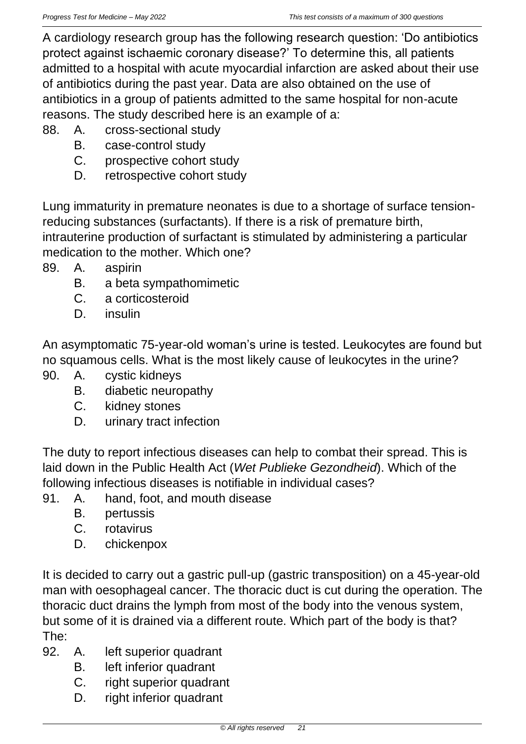A cardiology research group has the following research question: 'Do antibiotics protect against ischaemic coronary disease?' To determine this, all patients admitted to a hospital with acute myocardial infarction are asked about their use of antibiotics during the past year. Data are also obtained on the use of antibiotics in a group of patients admitted to the same hospital for non-acute reasons. The study described here is an example of a:

88. A. cross-sectional study
    B. case-control study
    C. prospective cohort study
    D. retrospective cohort study

Lung immaturity in premature neonates is due to a shortage of surface tension-reducing substances (surfactants). If there is a risk of premature birth, intrauterine production of surfactant is stimulated by administering a particular medication to the mother. Which one?

89. A. aspirin
    B. a beta sympathomimetic
    C. a corticosteroid
    D. insulin

An asymptomatic 75-year-old woman's urine is tested. Leukocytes are found but no squamous cells. What is the most likely cause of leukocytes in the urine?

90. A. cystic kidneys
    B. diabetic neuropathy
    C. kidney stones
    D. urinary tract infection

The duty to report infectious diseases can help to combat their spread. This is laid down in the Public Health Act (*Wet Publieke Gezondheid*). Which of the following infectious diseases is notifiable in individual cases?

91. A. hand, foot, and mouth disease
    B. pertussis
    C. rotavirus
    D. chickenpox

It is decided to carry out a gastric pull-up (gastric transposition) on a 45-year-old man with oesophageal cancer. The thoracic duct is cut during the operation. The thoracic duct drains the lymph from most of the body into the venous system, but some of it is drained via a different route. Which part of the body is that? The:

92. A. left superior quadrant
    B. left inferior quadrant
    C. right superior quadrant
    D. right inferior quadrant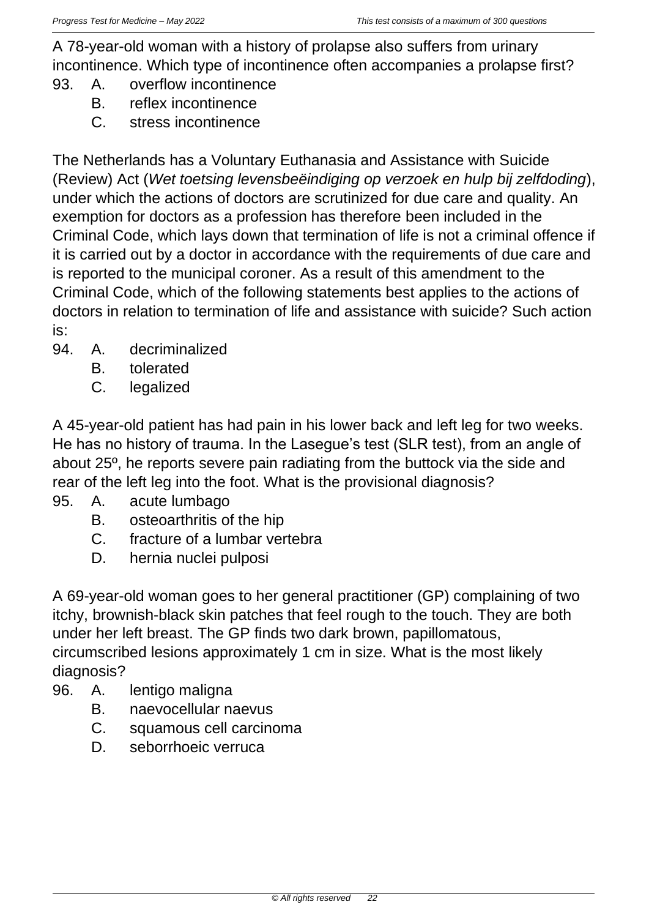A 78-year-old woman with a history of prolapse also suffers from urinary incontinence. Which type of incontinence often accompanies a prolapse first?

93. A. overflow incontinence
    B. reflex incontinence
    C. stress incontinence

The Netherlands has a Voluntary Euthanasia and Assistance with Suicide (Review) Act (*Wet toetsing levensbeëindiging op verzoek en hulp bij zelfdoding*), under which the actions of doctors are scrutinized for due care and quality. An exemption for doctors as a profession has therefore been included in the Criminal Code, which lays down that termination of life is not a criminal offence if it is carried out by a doctor in accordance with the requirements of due care and is reported to the municipal coroner. As a result of this amendment to the Criminal Code, which of the following statements best applies to the actions of doctors in relation to termination of life and assistance with suicide? Such action is:

94. A. decriminalized
    B. tolerated
    C. legalized

A 45-year-old patient has had pain in his lower back and left leg for two weeks. He has no history of trauma. In the Lasegue's test (SLR test), from an angle of about 25º, he reports severe pain radiating from the buttock via the side and rear of the left leg into the foot. What is the provisional diagnosis?

95. A. acute lumbago
    B. osteoarthritis of the hip
    C. fracture of a lumbar vertebra
    D. hernia nuclei pulposi

A 69-year-old woman goes to her general practitioner (GP) complaining of two itchy, brownish-black skin patches that feel rough to the touch. They are both under her left breast. The GP finds two dark brown, papillomatous, circumscribed lesions approximately 1 cm in size. What is the most likely diagnosis?

96. A. lentigo maligna
    B. naevocellular naevus
    C. squamous cell carcinoma
    D. seborrhoeic verruca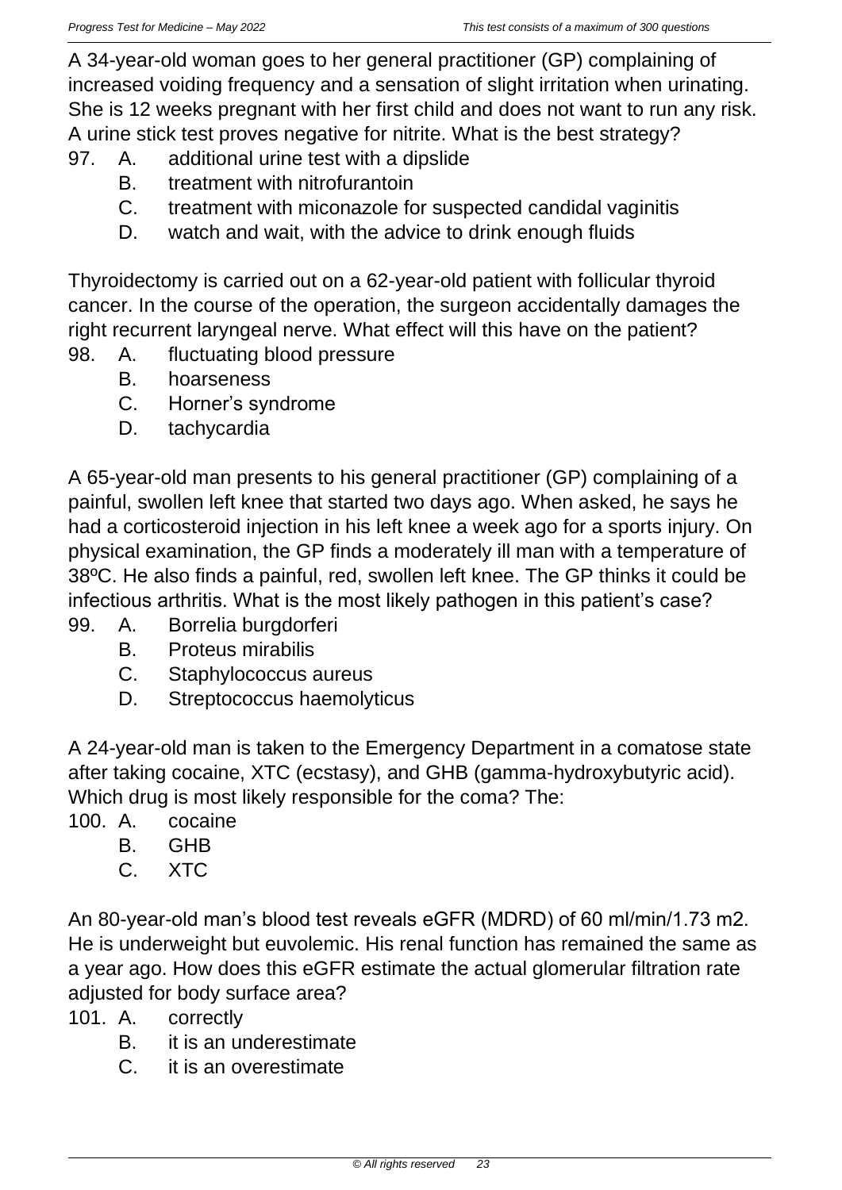A 34-year-old woman goes to her general practitioner (GP) complaining of increased voiding frequency and a sensation of slight irritation when urinating. She is 12 weeks pregnant with her first child and does not want to run any risk. A urine stick test proves negative for nitrite. What is the best strategy?

97. A. additional urine test with a dipslide
    B. treatment with nitrofurantoin
    C. treatment with miconazole for suspected candidal vaginitis
    D. watch and wait, with the advice to drink enough fluids

Thyroidectomy is carried out on a 62-year-old patient with follicular thyroid cancer. In the course of the operation, the surgeon accidentally damages the right recurrent laryngeal nerve. What effect will this have on the patient?

98. A. fluctuating blood pressure
    B. hoarseness
    C. Horner's syndrome
    D. tachycardia

A 65-year-old man presents to his general practitioner (GP) complaining of a painful, swollen left knee that started two days ago. When asked, he says he had a corticosteroid injection in his left knee a week ago for a sports injury. On physical examination, the GP finds a moderately ill man with a temperature of 38ºC. He also finds a painful, red, swollen left knee. The GP thinks it could be infectious arthritis. What is the most likely pathogen in this patient's case?

99. A. Borrelia burgdorferi
    B. Proteus mirabilis
    C. Staphylococcus aureus
    D. Streptococcus haemolyticus

A 24-year-old man is taken to the Emergency Department in a comatose state after taking cocaine, XTC (ecstasy), and GHB (gamma-hydroxybutyric acid). Which drug is most likely responsible for the coma? The:

100. A. cocaine
     B. GHB
     C. XTC

An 80-year-old man's blood test reveals eGFR (MDRD) of 60 ml/min/1.73 m2. He is underweight but euvolemic. His renal function has remained the same as a year ago. How does this eGFR estimate the actual glomerular filtration rate adjusted for body surface area?

101. A. correctly
     B. it is an underestimate
     C. it is an overestimate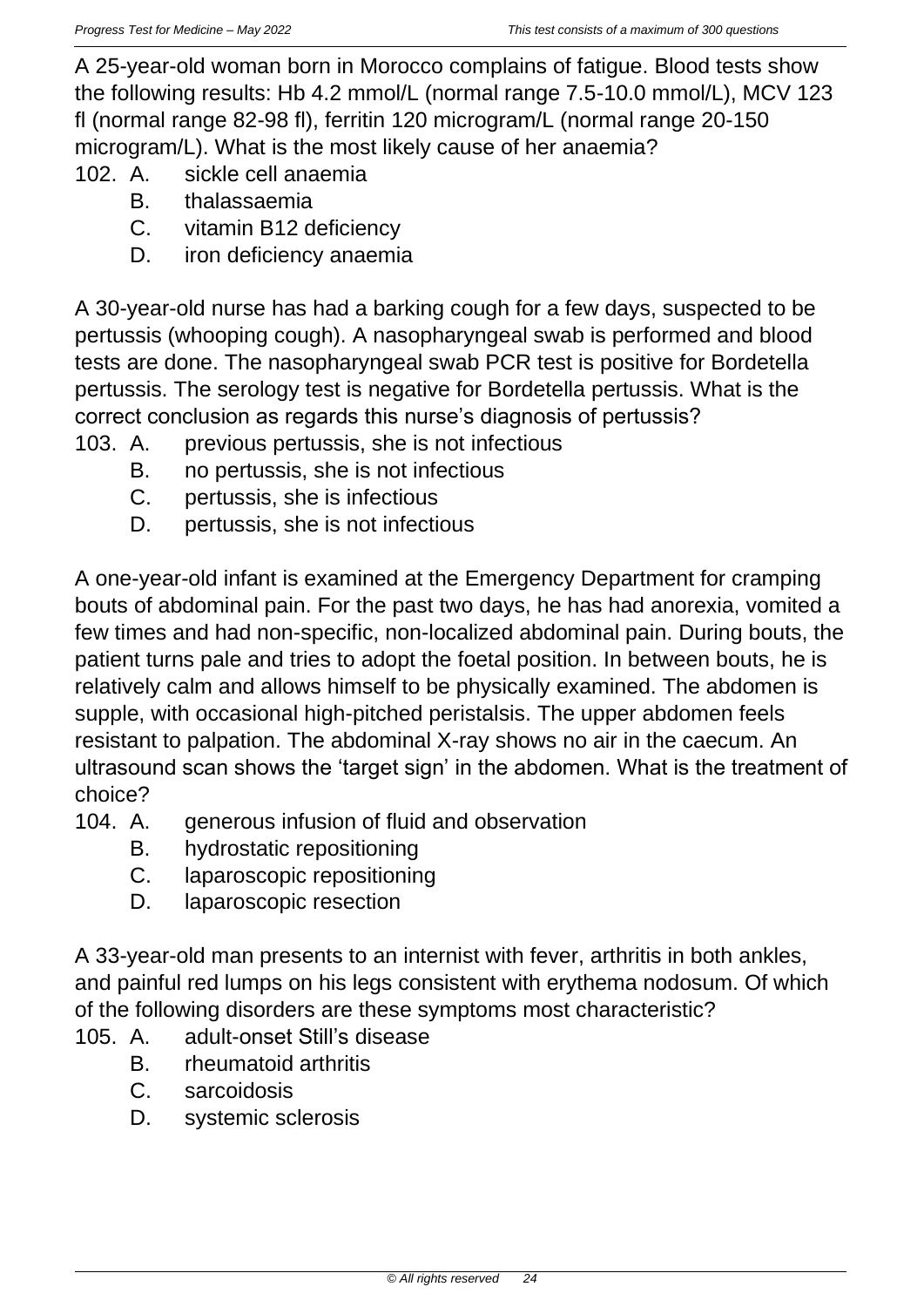A 25-year-old woman born in Morocco complains of fatigue. Blood tests show the following results: Hb 4.2 mmol/L (normal range 7.5-10.0 mmol/L), MCV 123 fl (normal range 82-98 fl), ferritin 120 microgram/L (normal range 20-150 microgram/L). What is the most likely cause of her anaemia?

102. A. sickle cell anaemia
 B. thalassaemia
 C. vitamin B12 deficiency
 D. iron deficiency anaemia

A 30-year-old nurse has had a barking cough for a few days, suspected to be pertussis (whooping cough). A nasopharyngeal swab is performed and blood tests are done. The nasopharyngeal swab PCR test is positive for Bordetella pertussis. The serology test is negative for Bordetella pertussis. What is the correct conclusion as regards this nurse's diagnosis of pertussis?

103. A. previous pertussis, she is not infectious
 B. no pertussis, she is not infectious
 C. pertussis, she is infectious
 D. pertussis, she is not infectious

A one-year-old infant is examined at the Emergency Department for cramping bouts of abdominal pain. For the past two days, he has had anorexia, vomited a few times and had non-specific, non-localized abdominal pain. During bouts, the patient turns pale and tries to adopt the foetal position. In between bouts, he is relatively calm and allows himself to be physically examined. The abdomen is supple, with occasional high-pitched peristalsis. The upper abdomen feels resistant to palpation. The abdominal X-ray shows no air in the caecum. An ultrasound scan shows the 'target sign' in the abdomen. What is the treatment of choice?

104. A. generous infusion of fluid and observation
 B. hydrostatic repositioning
 C. laparoscopic repositioning
 D. laparoscopic resection

A 33-year-old man presents to an internist with fever, arthritis in both ankles, and painful red lumps on his legs consistent with erythema nodosum. Of which of the following disorders are these symptoms most characteristic?

105. A. adult-onset Still's disease
 B. rheumatoid arthritis
 C. sarcoidosis
 D. systemic sclerosis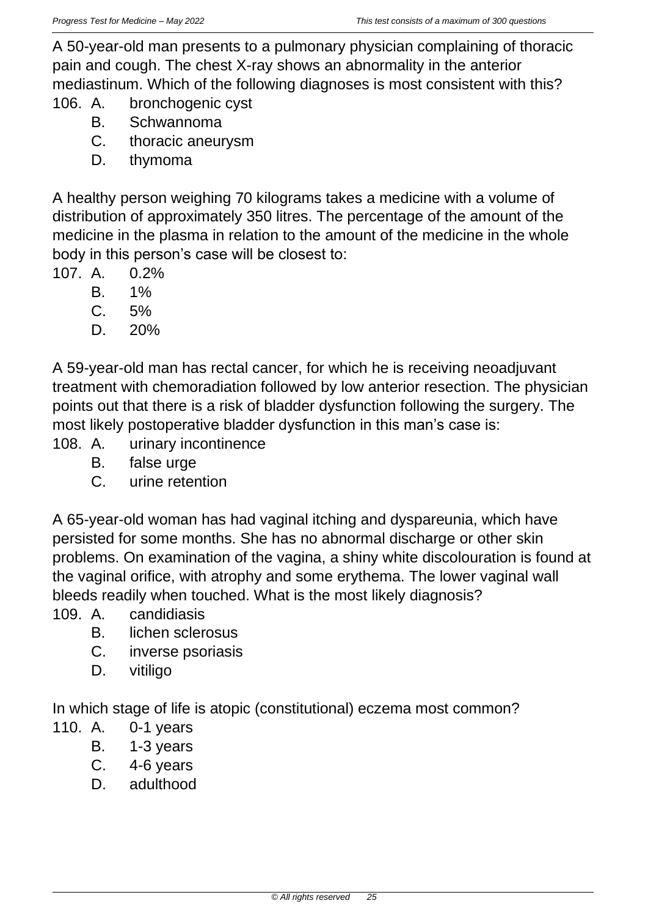A 50-year-old man presents to a pulmonary physician complaining of thoracic pain and cough. The chest X-ray shows an abnormality in the anterior mediastinum. Which of the following diagnoses is most consistent with this?

106. A. bronchogenic cyst
     B. Schwannoma
     C. thoracic aneurysm
     D. thymoma

A healthy person weighing 70 kilograms takes a medicine with a volume of distribution of approximately 350 litres. The percentage of the amount of the medicine in the plasma in relation to the amount of the medicine in the whole body in this person's case will be closest to:

107. A. 0.2%
     B. 1%
     C. 5%
     D. 20%

A 59-year-old man has rectal cancer, for which he is receiving neoadjuvant treatment with chemoradiation followed by low anterior resection. The physician points out that there is a risk of bladder dysfunction following the surgery. The most likely postoperative bladder dysfunction in this man's case is:

108. A. urinary incontinence
     B. false urge
     C. urine retention

A 65-year-old woman has had vaginal itching and dyspareunia, which have persisted for some months. She has no abnormal discharge or other skin problems. On examination of the vagina, a shiny white discolouration is found at the vaginal orifice, with atrophy and some erythema. The lower vaginal wall bleeds readily when touched. What is the most likely diagnosis?

109. A. candidiasis
     B. lichen sclerosus
     C. inverse psoriasis
     D. vitiligo

In which stage of life is atopic (constitutional) eczema most common?

110. A. 0-1 years
     B. 1-3 years
     C. 4-6 years
     D. adulthood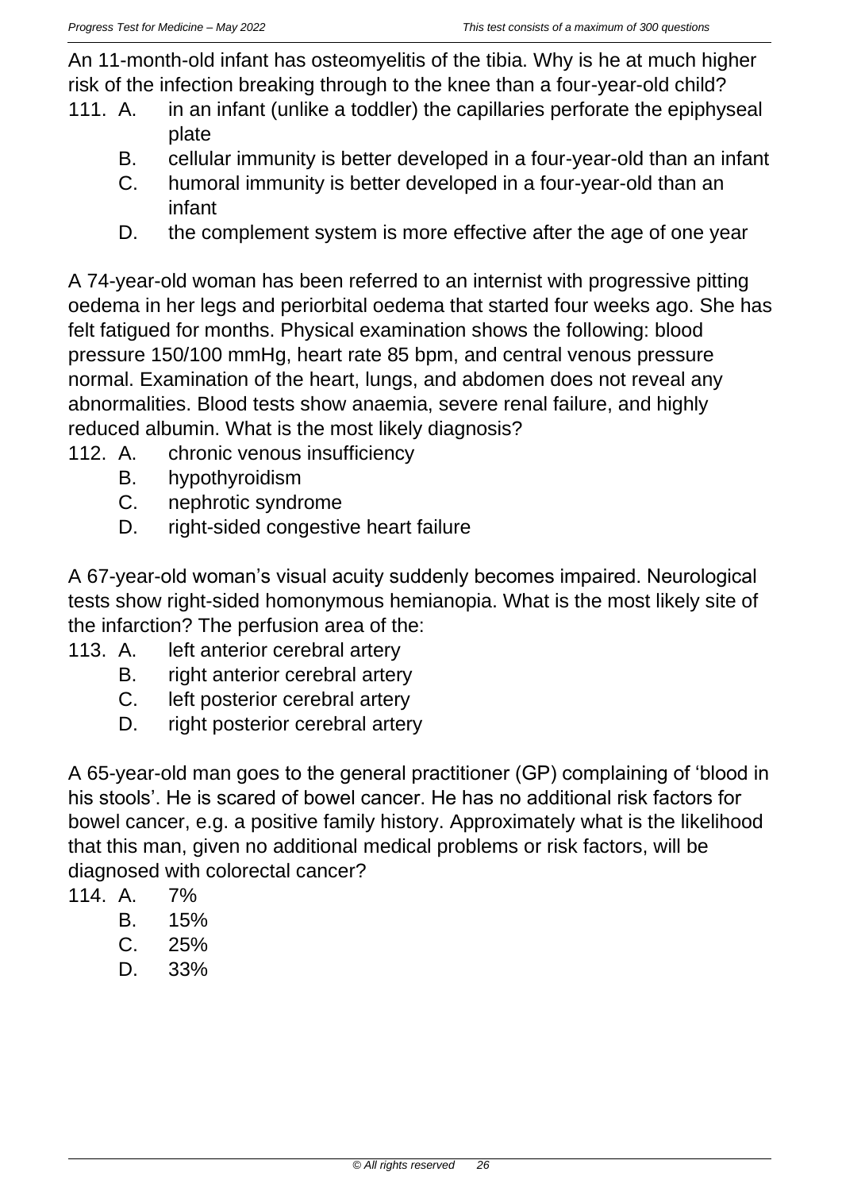An 11-month-old infant has osteomyelitis of the tibia. Why is he at much higher risk of the infection breaking through to the knee than a four-year-old child?

111. A. in an infant (unlike a toddler) the capillaries perforate the epiphyseal plate
     B. cellular immunity is better developed in a four-year-old than an infant
     C. humoral immunity is better developed in a four-year-old than an infant
     D. the complement system is more effective after the age of one year

A 74-year-old woman has been referred to an internist with progressive pitting oedema in her legs and periorbital oedema that started four weeks ago. She has felt fatigued for months. Physical examination shows the following: blood pressure 150/100 mmHg, heart rate 85 bpm, and central venous pressure normal. Examination of the heart, lungs, and abdomen does not reveal any abnormalities. Blood tests show anaemia, severe renal failure, and highly reduced albumin. What is the most likely diagnosis?

112. A. chronic venous insufficiency
     B. hypothyroidism
     C. nephrotic syndrome
     D. right-sided congestive heart failure

A 67-year-old woman's visual acuity suddenly becomes impaired. Neurological tests show right-sided homonymous hemianopia. What is the most likely site of the infarction? The perfusion area of the:

113. A. left anterior cerebral artery
     B. right anterior cerebral artery
     C. left posterior cerebral artery
     D. right posterior cerebral artery

A 65-year-old man goes to the general practitioner (GP) complaining of 'blood in his stools'. He is scared of bowel cancer. He has no additional risk factors for bowel cancer, e.g. a positive family history. Approximately what is the likelihood that this man, given no additional medical problems or risk factors, will be diagnosed with colorectal cancer?

114. A. 7%
     B. 15%
     C. 25%
     D. 33%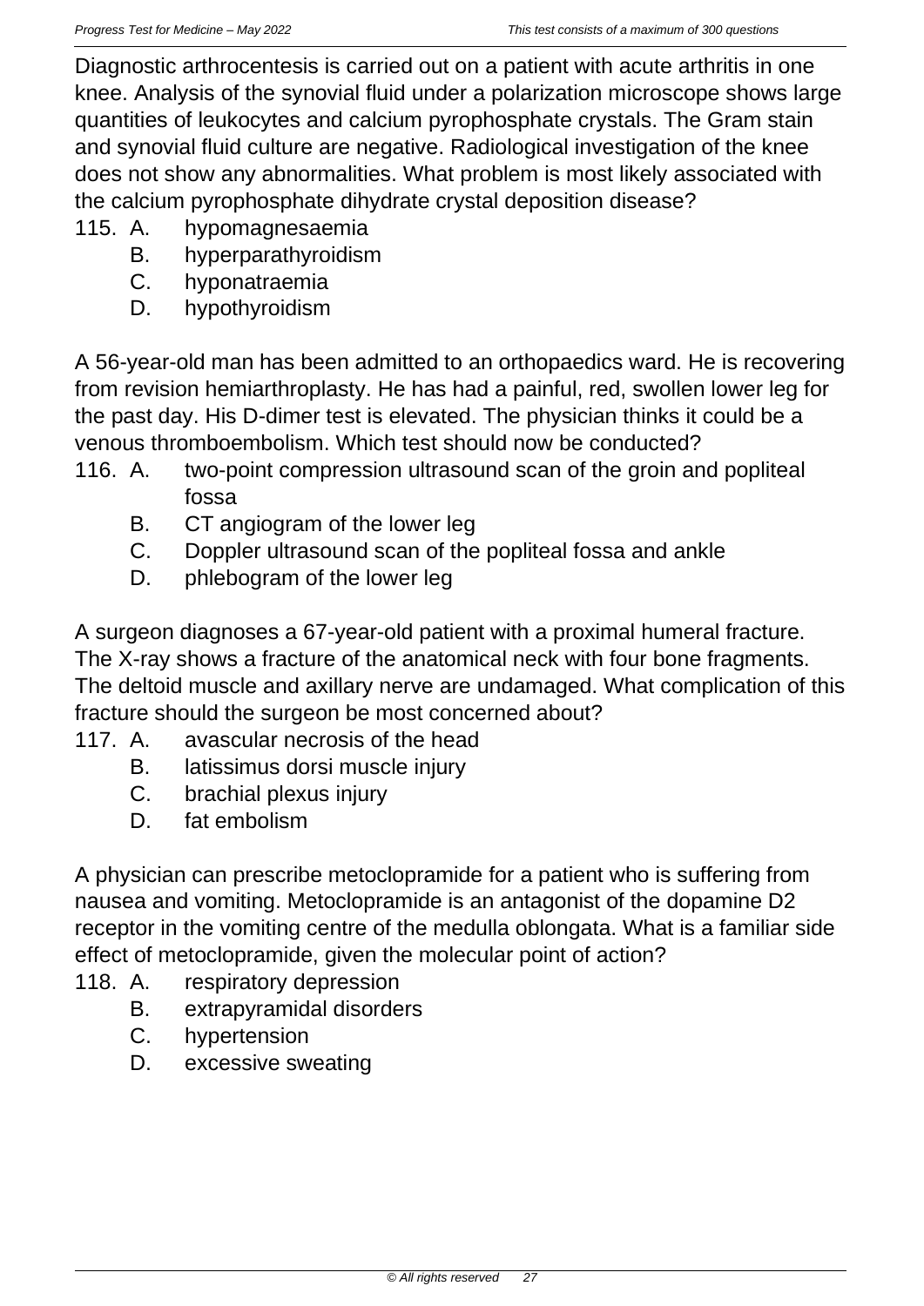Diagnostic arthrocentesis is carried out on a patient with acute arthritis in one knee. Analysis of the synovial fluid under a polarization microscope shows large quantities of leukocytes and calcium pyrophosphate crystals. The Gram stain and synovial fluid culture are negative. Radiological investigation of the knee does not show any abnormalities. What problem is most likely associated with the calcium pyrophosphate dihydrate crystal deposition disease?

115. A. hypomagnesaemia
     B. hyperparathyroidism
     C. hyponatraemia
     D. hypothyroidism

A 56-year-old man has been admitted to an orthopaedics ward. He is recovering from revision hemiarthroplasty. He has had a painful, red, swollen lower leg for the past day. His D-dimer test is elevated. The physician thinks it could be a venous thromboembolism. Which test should now be conducted?

116. A. two-point compression ultrasound scan of the groin and popliteal fossa
     B. CT angiogram of the lower leg
     C. Doppler ultrasound scan of the popliteal fossa and ankle
     D. phlebogram of the lower leg

A surgeon diagnoses a 67-year-old patient with a proximal humeral fracture. The X-ray shows a fracture of the anatomical neck with four bone fragments. The deltoid muscle and axillary nerve are undamaged. What complication of this fracture should the surgeon be most concerned about?

117. A. avascular necrosis of the head
     B. latissimus dorsi muscle injury
     C. brachial plexus injury
     D. fat embolism

A physician can prescribe metoclopramide for a patient who is suffering from nausea and vomiting. Metoclopramide is an antagonist of the dopamine D2 receptor in the vomiting centre of the medulla oblongata. What is a familiar side effect of metoclopramide, given the molecular point of action?

118. A. respiratory depression
     B. extrapyramidal disorders
     C. hypertension
     D. excessive sweating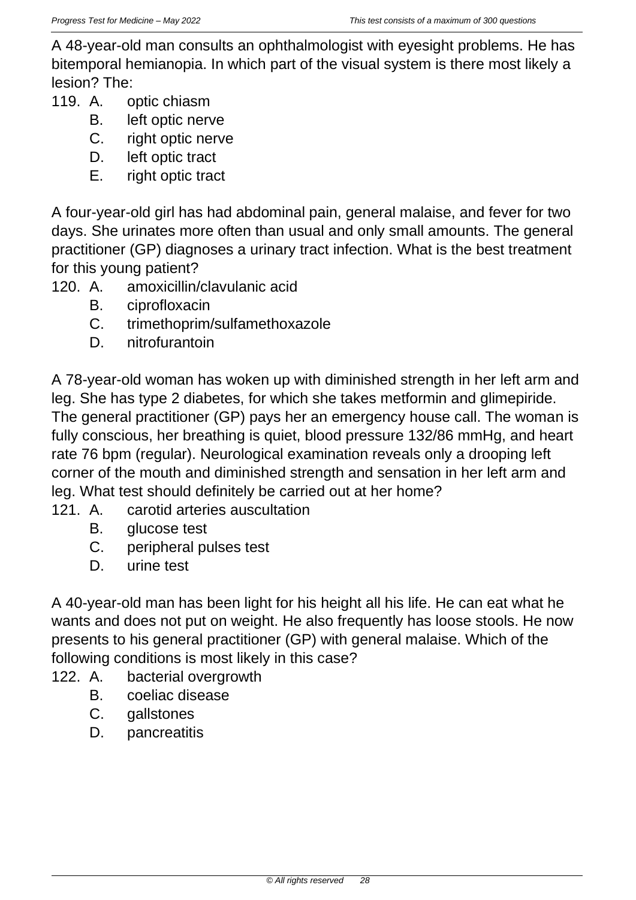A 48-year-old man consults an ophthalmologist with eyesight problems. He has bitemporal hemianopia. In which part of the visual system is there most likely a lesion? The:

119. A. optic chiasm
     B. left optic nerve
     C. right optic nerve
     D. left optic tract
     E. right optic tract

A four-year-old girl has had abdominal pain, general malaise, and fever for two days. She urinates more often than usual and only small amounts. The general practitioner (GP) diagnoses a urinary tract infection. What is the best treatment for this young patient?

120. A. amoxicillin/clavulanic acid
     B. ciprofloxacin
     C. trimethoprim/sulfamethoxazole
     D. nitrofurantoin

A 78-year-old woman has woken up with diminished strength in her left arm and leg. She has type 2 diabetes, for which she takes metformin and glimepiride. The general practitioner (GP) pays her an emergency house call. The woman is fully conscious, her breathing is quiet, blood pressure 132/86 mmHg, and heart rate 76 bpm (regular). Neurological examination reveals only a drooping left corner of the mouth and diminished strength and sensation in her left arm and leg. What test should definitely be carried out at her home?

121. A. carotid arteries auscultation
     B. glucose test
     C. peripheral pulses test
     D. urine test

A 40-year-old man has been light for his height all his life. He can eat what he wants and does not put on weight. He also frequently has loose stools. He now presents to his general practitioner (GP) with general malaise. Which of the following conditions is most likely in this case?

122. A. bacterial overgrowth
     B. coeliac disease
     C. gallstones
     D. pancreatitis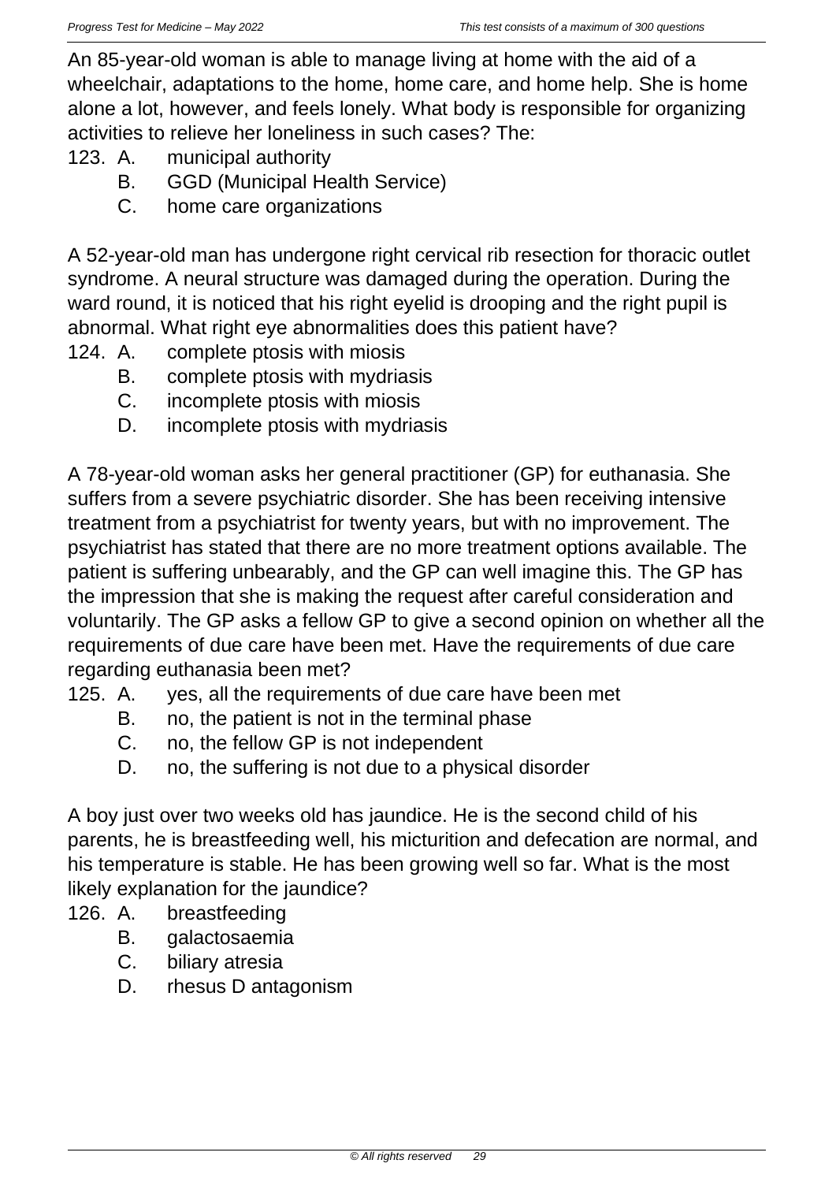An 85-year-old woman is able to manage living at home with the aid of a wheelchair, adaptations to the home, home care, and home help. She is home alone a lot, however, and feels lonely. What body is responsible for organizing activities to relieve her loneliness in such cases? The:

123. A. municipal authority
     B. GGD (Municipal Health Service)
     C. home care organizations

A 52-year-old man has undergone right cervical rib resection for thoracic outlet syndrome. A neural structure was damaged during the operation. During the ward round, it is noticed that his right eyelid is drooping and the right pupil is abnormal. What right eye abnormalities does this patient have?

124. A. complete ptosis with miosis
     B. complete ptosis with mydriasis
     C. incomplete ptosis with miosis
     D. incomplete ptosis with mydriasis

A 78-year-old woman asks her general practitioner (GP) for euthanasia. She suffers from a severe psychiatric disorder. She has been receiving intensive treatment from a psychiatrist for twenty years, but with no improvement. The psychiatrist has stated that there are no more treatment options available. The patient is suffering unbearably, and the GP can well imagine this. The GP has the impression that she is making the request after careful consideration and voluntarily. The GP asks a fellow GP to give a second opinion on whether all the requirements of due care have been met. Have the requirements of due care regarding euthanasia been met?

125. A. yes, all the requirements of due care have been met
     B. no, the patient is not in the terminal phase
     C. no, the fellow GP is not independent
     D. no, the suffering is not due to a physical disorder

A boy just over two weeks old has jaundice. He is the second child of his parents, he is breastfeeding well, his micturition and defecation are normal, and his temperature is stable. He has been growing well so far. What is the most likely explanation for the jaundice?

126. A. breastfeeding
     B. galactosaemia
     C. biliary atresia
     D. rhesus D antagonism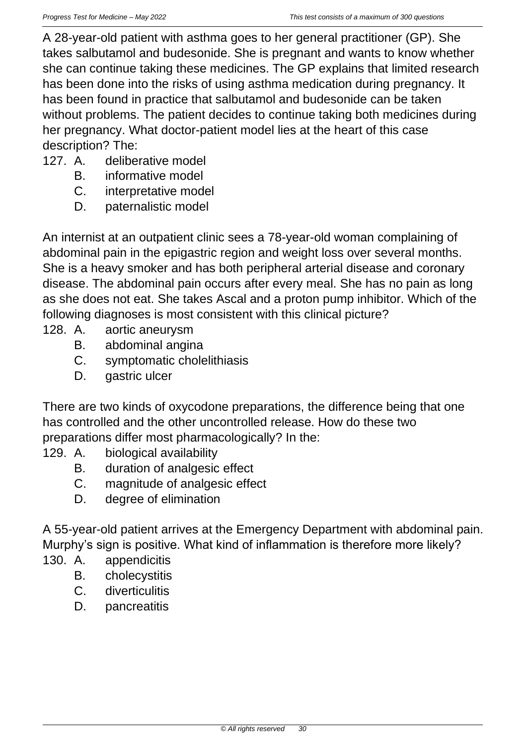A 28-year-old patient with asthma goes to her general practitioner (GP). She takes salbutamol and budesonide. She is pregnant and wants to know whether she can continue taking these medicines. The GP explains that limited research has been done into the risks of using asthma medication during pregnancy. It has been found in practice that salbutamol and budesonide can be taken without problems. The patient decides to continue taking both medicines during her pregnancy. What doctor-patient model lies at the heart of this case description? The:

127. A. deliberative model
     B. informative model
     C. interpretative model
     D. paternalistic model

An internist at an outpatient clinic sees a 78-year-old woman complaining of abdominal pain in the epigastric region and weight loss over several months. She is a heavy smoker and has both peripheral arterial disease and coronary disease. The abdominal pain occurs after every meal. She has no pain as long as she does not eat. She takes Ascal and a proton pump inhibitor. Which of the following diagnoses is most consistent with this clinical picture?

128. A. aortic aneurysm
     B. abdominal angina
     C. symptomatic cholelithiasis
     D. gastric ulcer

There are two kinds of oxycodone preparations, the difference being that one has controlled and the other uncontrolled release. How do these two preparations differ most pharmacologically? In the:

129. A. biological availability
     B. duration of analgesic effect
     C. magnitude of analgesic effect
     D. degree of elimination

A 55-year-old patient arrives at the Emergency Department with abdominal pain. Murphy's sign is positive. What kind of inflammation is therefore more likely?

130. A. appendicitis
     B. cholecystitis
     C. diverticulitis
     D. pancreatitis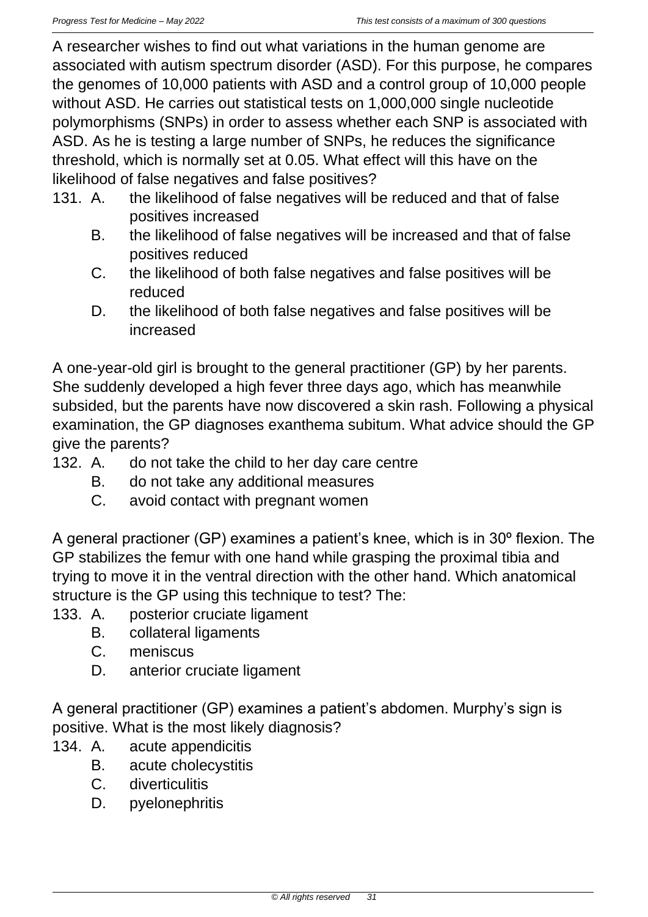A researcher wishes to find out what variations in the human genome are associated with autism spectrum disorder (ASD). For this purpose, he compares the genomes of 10,000 patients with ASD and a control group of 10,000 people without ASD. He carries out statistical tests on 1,000,000 single nucleotide polymorphisms (SNPs) in order to assess whether each SNP is associated with ASD. As he is testing a large number of SNPs, he reduces the significance threshold, which is normally set at 0.05. What effect will this have on the likelihood of false negatives and false positives?

131. A. the likelihood of false negatives will be reduced and that of false positives increased
     B. the likelihood of false negatives will be increased and that of false positives reduced
     C. the likelihood of both false negatives and false positives will be reduced
     D. the likelihood of both false negatives and false positives will be increased

A one-year-old girl is brought to the general practitioner (GP) by her parents. She suddenly developed a high fever three days ago, which has meanwhile subsided, but the parents have now discovered a skin rash. Following a physical examination, the GP diagnoses exanthema subitum. What advice should the GP give the parents?

132. A. do not take the child to her day care centre
     B. do not take any additional measures
     C. avoid contact with pregnant women

A general practioner (GP) examines a patient's knee, which is in 30º flexion. The GP stabilizes the femur with one hand while grasping the proximal tibia and trying to move it in the ventral direction with the other hand. Which anatomical structure is the GP using this technique to test? The:

133. A. posterior cruciate ligament
     B. collateral ligaments
     C. meniscus
     D. anterior cruciate ligament

A general practitioner (GP) examines a patient's abdomen. Murphy's sign is positive. What is the most likely diagnosis?

134. A. acute appendicitis
     B. acute cholecystitis
     C. diverticulitis
     D. pyelonephritis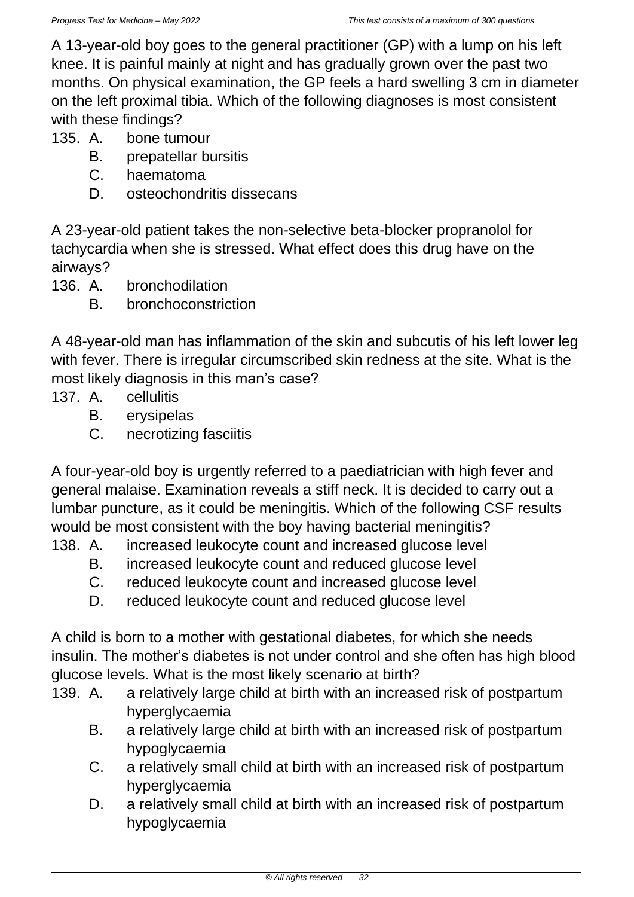A 13-year-old boy goes to the general practitioner (GP) with a lump on his left knee. It is painful mainly at night and has gradually grown over the past two months. On physical examination, the GP feels a hard swelling 3 cm in diameter on the left proximal tibia. Which of the following diagnoses is most consistent with these findings?

135. A. bone tumour
     B. prepatellar bursitis
     C. haematoma
     D. osteochondritis dissecans

A 23-year-old patient takes the non-selective beta-blocker propranolol for tachycardia when she is stressed. What effect does this drug have on the airways?

136. A. bronchodilation
     B. bronchoconstriction

A 48-year-old man has inflammation of the skin and subcutis of his left lower leg with fever. There is irregular circumscribed skin redness at the site. What is the most likely diagnosis in this man's case?

137. A. cellulitis
     B. erysipelas
     C. necrotizing fasciitis

A four-year-old boy is urgently referred to a paediatrician with high fever and general malaise. Examination reveals a stiff neck. It is decided to carry out a lumbar puncture, as it could be meningitis. Which of the following CSF results would be most consistent with the boy having bacterial meningitis?

138. A. increased leukocyte count and increased glucose level
     B. increased leukocyte count and reduced glucose level
     C. reduced leukocyte count and increased glucose level
     D. reduced leukocyte count and reduced glucose level

A child is born to a mother with gestational diabetes, for which she needs insulin. The mother's diabetes is not under control and she often has high blood glucose levels. What is the most likely scenario at birth?

139. A. a relatively large child at birth with an increased risk of postpartum hyperglycaemia
     B. a relatively large child at birth with an increased risk of postpartum hypoglycaemia
     C. a relatively small child at birth with an increased risk of postpartum hyperglycaemia
     D. a relatively small child at birth with an increased risk of postpartum hypoglycaemia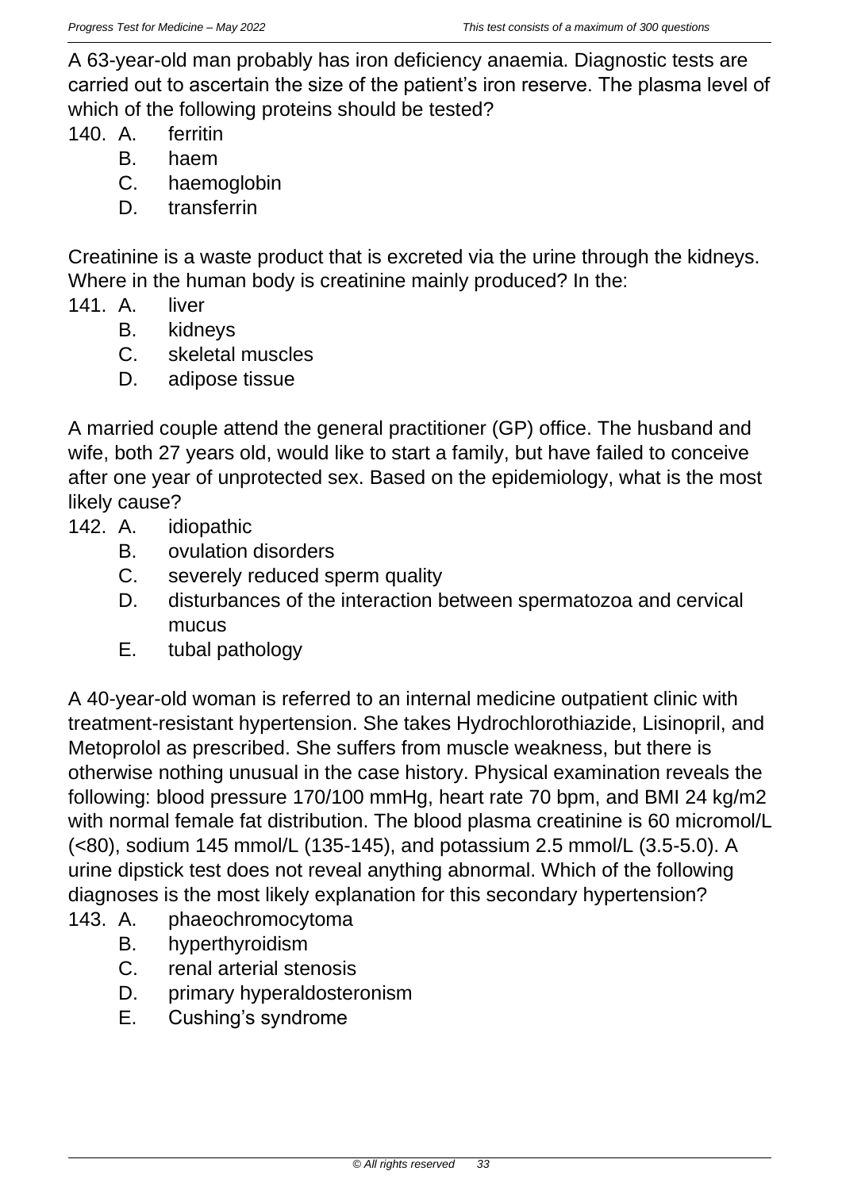A 63-year-old man probably has iron deficiency anaemia. Diagnostic tests are carried out to ascertain the size of the patient's iron reserve. The plasma level of which of the following proteins should be tested?

140. A. ferritin
     B. haem
     C. haemoglobin
     D. transferrin

Creatinine is a waste product that is excreted via the urine through the kidneys. Where in the human body is creatinine mainly produced? In the:

141. A. liver
     B. kidneys
     C. skeletal muscles
     D. adipose tissue

A married couple attend the general practitioner (GP) office. The husband and wife, both 27 years old, would like to start a family, but have failed to conceive after one year of unprotected sex. Based on the epidemiology, what is the most likely cause?

142. A. idiopathic
     B. ovulation disorders
     C. severely reduced sperm quality
     D. disturbances of the interaction between spermatozoa and cervical mucus
     E. tubal pathology

A 40-year-old woman is referred to an internal medicine outpatient clinic with treatment-resistant hypertension. She takes Hydrochlorothiazide, Lisinopril, and Metoprolol as prescribed. She suffers from muscle weakness, but there is otherwise nothing unusual in the case history. Physical examination reveals the following: blood pressure 170/100 mmHg, heart rate 70 bpm, and BMI 24 kg/m2 with normal female fat distribution. The blood plasma creatinine is 60 micromol/L (<80), sodium 145 mmol/L (135-145), and potassium 2.5 mmol/L (3.5-5.0). A urine dipstick test does not reveal anything abnormal. Which of the following diagnoses is the most likely explanation for this secondary hypertension?

143. A. phaeochromocytoma
     B. hyperthyroidism
     C. renal arterial stenosis
     D. primary hyperaldosteronism
     E. Cushing's syndrome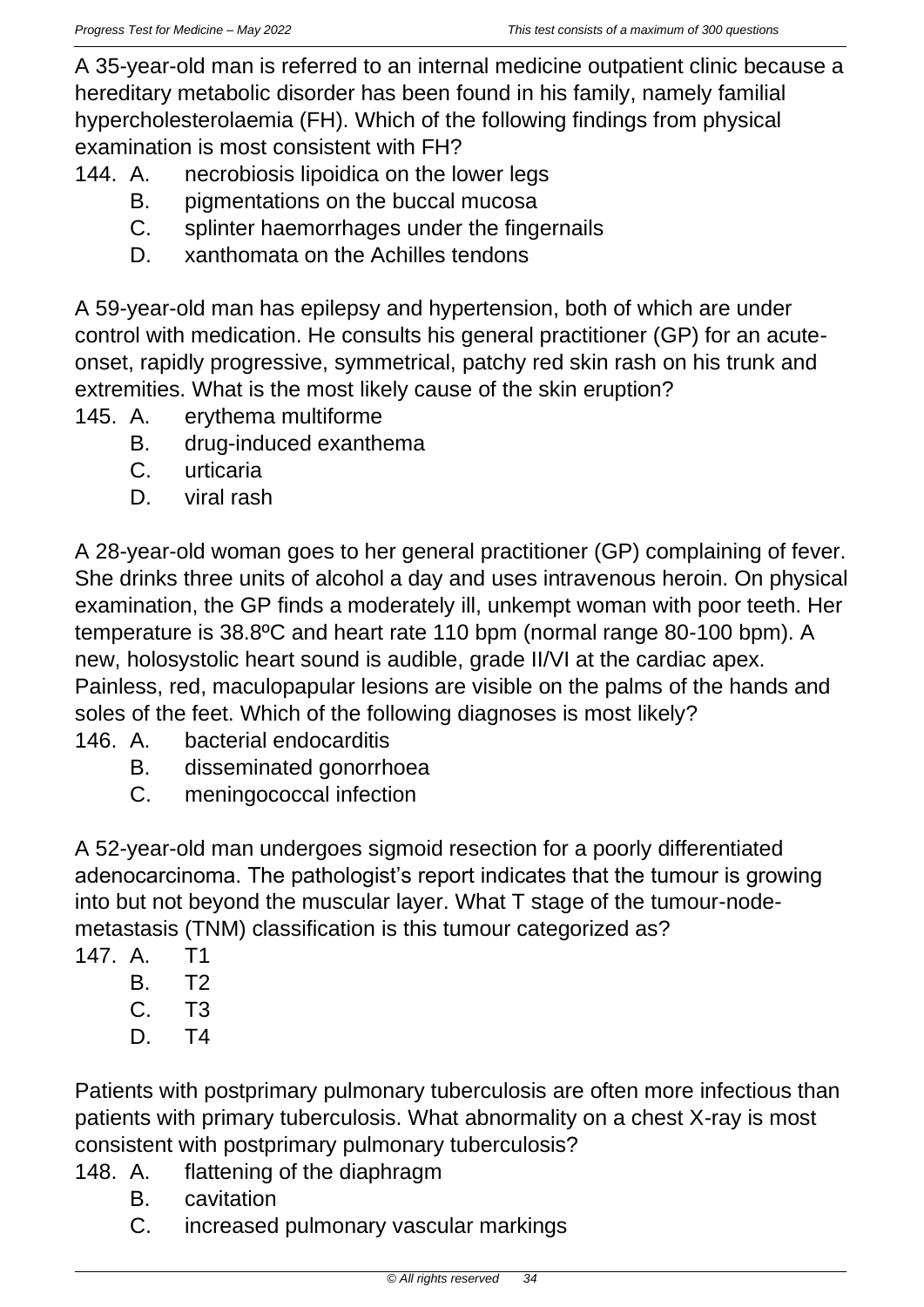A 35-year-old man is referred to an internal medicine outpatient clinic because a hereditary metabolic disorder has been found in his family, namely familial hypercholesterolaemia (FH). Which of the following findings from physical examination is most consistent with FH?

144. A. necrobiosis lipoidica on the lower legs
   B. pigmentations on the buccal mucosa
   C. splinter haemorrhages under the fingernails
   D. xanthomata on the Achilles tendons

A 59-year-old man has epilepsy and hypertension, both of which are under control with medication. He consults his general practitioner (GP) for an acute-onset, rapidly progressive, symmetrical, patchy red skin rash on his trunk and extremities. What is the most likely cause of the skin eruption?

145. A. erythema multiforme
   B. drug-induced exanthema
   C. urticaria
   D. viral rash

A 28-year-old woman goes to her general practitioner (GP) complaining of fever. She drinks three units of alcohol a day and uses intravenous heroin. On physical examination, the GP finds a moderately ill, unkempt woman with poor teeth. Her temperature is 38.8ºC and heart rate 110 bpm (normal range 80-100 bpm). A new, holosystolic heart sound is audible, grade II/VI at the cardiac apex. Painless, red, maculopapular lesions are visible on the palms of the hands and soles of the feet. Which of the following diagnoses is most likely?

146. A. bacterial endocarditis
   B. disseminated gonorrhoea
   C. meningococcal infection

A 52-year-old man undergoes sigmoid resection for a poorly differentiated adenocarcinoma. The pathologist's report indicates that the tumour is growing into but not beyond the muscular layer. What T stage of the tumour-node-metastasis (TNM) classification is this tumour categorized as?

147. A. T1
   B. T2
   C. T3
   D. T4

Patients with postprimary pulmonary tuberculosis are often more infectious than patients with primary tuberculosis. What abnormality on a chest X-ray is most consistent with postprimary pulmonary tuberculosis?

148. A. flattening of the diaphragm
   B. cavitation
   C. increased pulmonary vascular markings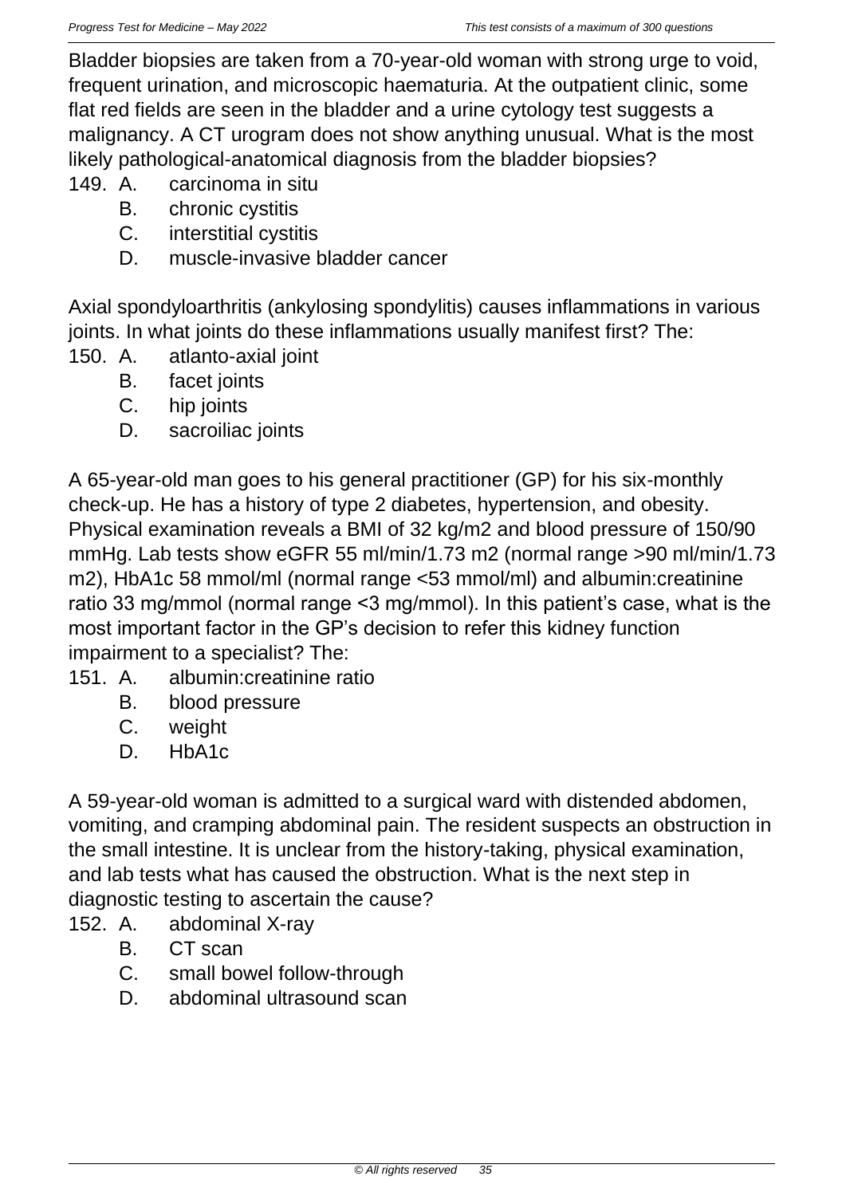Bladder biopsies are taken from a 70-year-old woman with strong urge to void, frequent urination, and microscopic haematuria. At the outpatient clinic, some flat red fields are seen in the bladder and a urine cytology test suggests a malignancy. A CT urogram does not show anything unusual. What is the most likely pathological-anatomical diagnosis from the bladder biopsies?

149. A. carcinoma in situ
     B. chronic cystitis
     C. interstitial cystitis
     D. muscle-invasive bladder cancer

Axial spondyloarthritis (ankylosing spondylitis) causes inflammations in various joints. In what joints do these inflammations usually manifest first? The:

150. A. atlanto-axial joint
     B. facet joints
     C. hip joints
     D. sacroiliac joints

A 65-year-old man goes to his general practitioner (GP) for his six-monthly check-up. He has a history of type 2 diabetes, hypertension, and obesity. Physical examination reveals a BMI of 32 kg/m2 and blood pressure of 150/90 mmHg. Lab tests show eGFR 55 ml/min/1.73 m2 (normal range >90 ml/min/1.73 m2), HbA1c 58 mmol/ml (normal range <53 mmol/ml) and albumin:creatinine ratio 33 mg/mmol (normal range <3 mg/mmol). In this patient's case, what is the most important factor in the GP's decision to refer this kidney function impairment to a specialist? The:

151. A. albumin:creatinine ratio
     B. blood pressure
     C. weight
     D. HbA1c

A 59-year-old woman is admitted to a surgical ward with distended abdomen, vomiting, and cramping abdominal pain. The resident suspects an obstruction in the small intestine. It is unclear from the history-taking, physical examination, and lab tests what has caused the obstruction. What is the next step in diagnostic testing to ascertain the cause?

152. A. abdominal X-ray
     B. CT scan
     C. small bowel follow-through
     D. abdominal ultrasound scan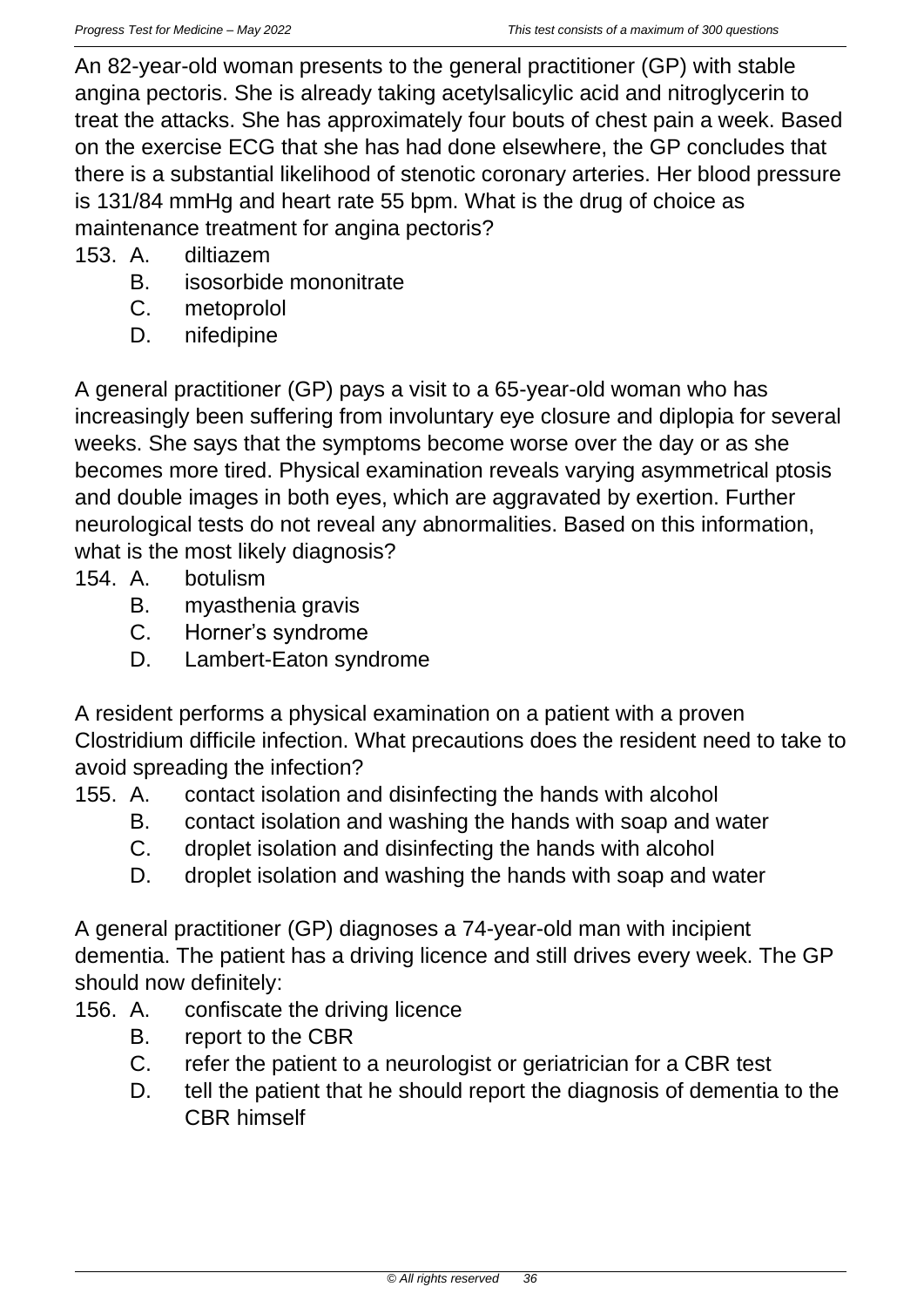An 82-year-old woman presents to the general practitioner (GP) with stable angina pectoris. She is already taking acetylsalicylic acid and nitroglycerin to treat the attacks. She has approximately four bouts of chest pain a week. Based on the exercise ECG that she has had done elsewhere, the GP concludes that there is a substantial likelihood of stenotic coronary arteries. Her blood pressure is 131/84 mmHg and heart rate 55 bpm. What is the drug of choice as maintenance treatment for angina pectoris?

153. A. diltiazem
     B. isosorbide mononitrate
     C. metoprolol
     D. nifedipine

A general practitioner (GP) pays a visit to a 65-year-old woman who has increasingly been suffering from involuntary eye closure and diplopia for several weeks. She says that the symptoms become worse over the day or as she becomes more tired. Physical examination reveals varying asymmetrical ptosis and double images in both eyes, which are aggravated by exertion. Further neurological tests do not reveal any abnormalities. Based on this information, what is the most likely diagnosis?

154. A. botulism
     B. myasthenia gravis
     C. Horner's syndrome
     D. Lambert-Eaton syndrome

A resident performs a physical examination on a patient with a proven Clostridium difficile infection. What precautions does the resident need to take to avoid spreading the infection?

155. A. contact isolation and disinfecting the hands with alcohol
     B. contact isolation and washing the hands with soap and water
     C. droplet isolation and disinfecting the hands with alcohol
     D. droplet isolation and washing the hands with soap and water

A general practitioner (GP) diagnoses a 74-year-old man with incipient dementia. The patient has a driving licence and still drives every week. The GP should now definitely:

156. A. confiscate the driving licence
     B. report to the CBR
     C. refer the patient to a neurologist or geriatrician for a CBR test
     D. tell the patient that he should report the diagnosis of dementia to the CBR himself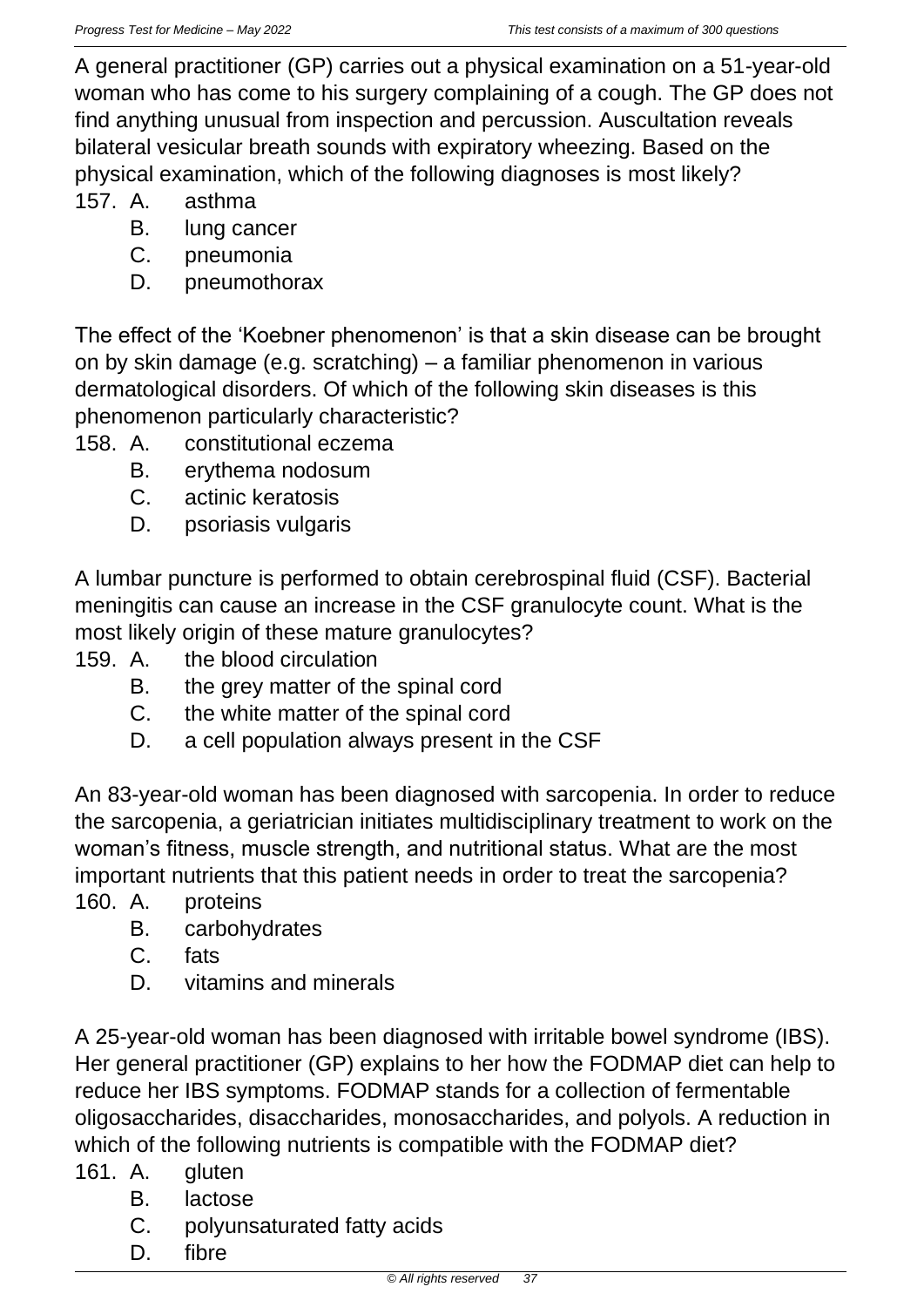A general practitioner (GP) carries out a physical examination on a 51-year-old woman who has come to his surgery complaining of a cough. The GP does not find anything unusual from inspection and percussion. Auscultation reveals bilateral vesicular breath sounds with expiratory wheezing. Based on the physical examination, which of the following diagnoses is most likely?

157. A. asthma
     B. lung cancer
     C. pneumonia
     D. pneumothorax

The effect of the 'Koebner phenomenon' is that a skin disease can be brought on by skin damage (e.g. scratching) – a familiar phenomenon in various dermatological disorders. Of which of the following skin diseases is this phenomenon particularly characteristic?

158. A. constitutional eczema
     B. erythema nodosum
     C. actinic keratosis
     D. psoriasis vulgaris

A lumbar puncture is performed to obtain cerebrospinal fluid (CSF). Bacterial meningitis can cause an increase in the CSF granulocyte count. What is the most likely origin of these mature granulocytes?

159. A. the blood circulation
     B. the grey matter of the spinal cord
     C. the white matter of the spinal cord
     D. a cell population always present in the CSF

An 83-year-old woman has been diagnosed with sarcopenia. In order to reduce the sarcopenia, a geriatrician initiates multidisciplinary treatment to work on the woman's fitness, muscle strength, and nutritional status. What are the most important nutrients that this patient needs in order to treat the sarcopenia?

160. A. proteins
     B. carbohydrates
     C. fats
     D. vitamins and minerals

A 25-year-old woman has been diagnosed with irritable bowel syndrome (IBS). Her general practitioner (GP) explains to her how the FODMAP diet can help to reduce her IBS symptoms. FODMAP stands for a collection of fermentable oligosaccharides, disaccharides, monosaccharides, and polyols. A reduction in which of the following nutrients is compatible with the FODMAP diet?

161. A. gluten
     B. lactose
     C. polyunsaturated fatty acids
     D. fibre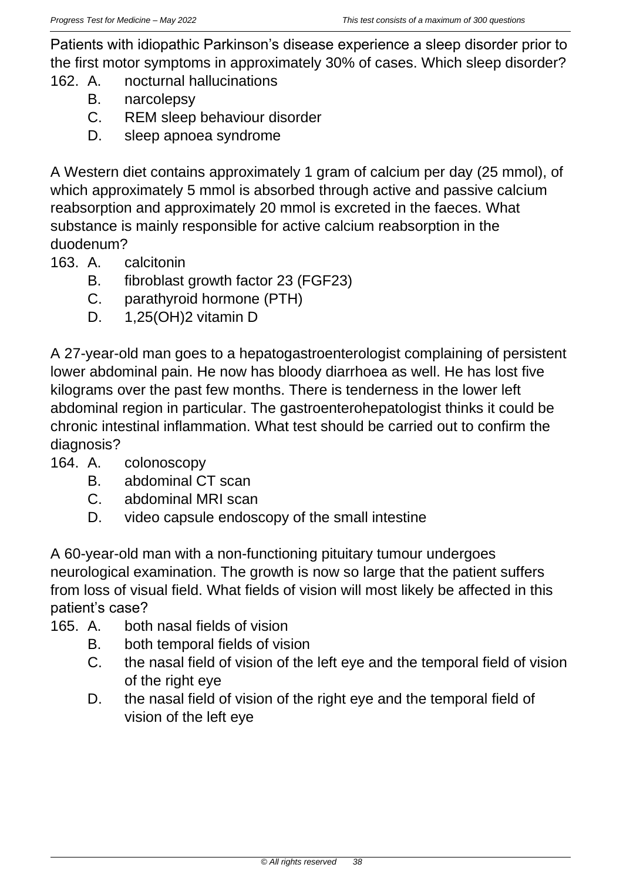Patients with idiopathic Parkinson's disease experience a sleep disorder prior to the first motor symptoms in approximately 30% of cases. Which sleep disorder?

162. A. nocturnal hallucinations
  B. narcolepsy
  C. REM sleep behaviour disorder
  D. sleep apnoea syndrome

A Western diet contains approximately 1 gram of calcium per day (25 mmol), of which approximately 5 mmol is absorbed through active and passive calcium reabsorption and approximately 20 mmol is excreted in the faeces. What substance is mainly responsible for active calcium reabsorption in the duodenum?

163. A. calcitonin
  B. fibroblast growth factor 23 (FGF23)
  C. parathyroid hormone (PTH)
  D. 1,25(OH)2 vitamin D

A 27-year-old man goes to a hepatogastroenterologist complaining of persistent lower abdominal pain. He now has bloody diarrhoea as well. He has lost five kilograms over the past few months. There is tenderness in the lower left abdominal region in particular. The gastroenterohepatologist thinks it could be chronic intestinal inflammation. What test should be carried out to confirm the diagnosis?

164. A. colonoscopy
  B. abdominal CT scan
  C. abdominal MRI scan
  D. video capsule endoscopy of the small intestine

A 60-year-old man with a non-functioning pituitary tumour undergoes neurological examination. The growth is now so large that the patient suffers from loss of visual field. What fields of vision will most likely be affected in this patient's case?

165. A. both nasal fields of vision
  B. both temporal fields of vision
  C. the nasal field of vision of the left eye and the temporal field of vision of the right eye
  D. the nasal field of vision of the right eye and the temporal field of vision of the left eye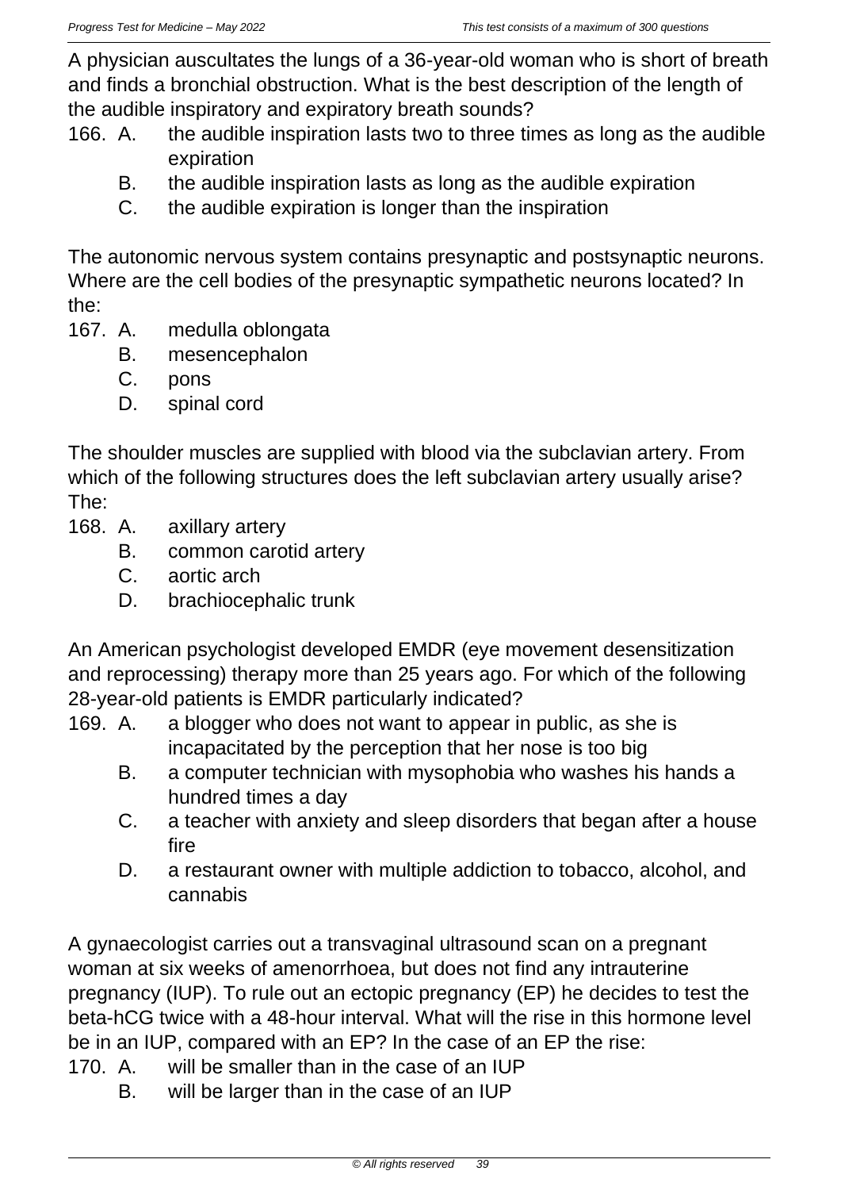A physician auscultates the lungs of a 36-year-old woman who is short of breath and finds a bronchial obstruction. What is the best description of the length of the audible inspiratory and expiratory breath sounds?

166. A. the audible inspiration lasts two to three times as long as the audible expiration
     B. the audible inspiration lasts as long as the audible expiration
     C. the audible expiration is longer than the inspiration

The autonomic nervous system contains presynaptic and postsynaptic neurons. Where are the cell bodies of the presynaptic sympathetic neurons located? In the:

167. A. medulla oblongata
     B. mesencephalon
     C. pons
     D. spinal cord

The shoulder muscles are supplied with blood via the subclavian artery. From which of the following structures does the left subclavian artery usually arise? The:

168. A. axillary artery
     B. common carotid artery
     C. aortic arch
     D. brachiocephalic trunk

An American psychologist developed EMDR (eye movement desensitization and reprocessing) therapy more than 25 years ago. For which of the following 28-year-old patients is EMDR particularly indicated?

169. A. a blogger who does not want to appear in public, as she is incapacitated by the perception that her nose is too big
     B. a computer technician with mysophobia who washes his hands a hundred times a day
     C. a teacher with anxiety and sleep disorders that began after a house fire
     D. a restaurant owner with multiple addiction to tobacco, alcohol, and cannabis

A gynaecologist carries out a transvaginal ultrasound scan on a pregnant woman at six weeks of amenorrhoea, but does not find any intrauterine pregnancy (IUP). To rule out an ectopic pregnancy (EP) he decides to test the beta-hCG twice with a 48-hour interval. What will the rise in this hormone level be in an IUP, compared with an EP? In the case of an EP the rise:

170. A. will be smaller than in the case of an IUP
     B. will be larger than in the case of an IUP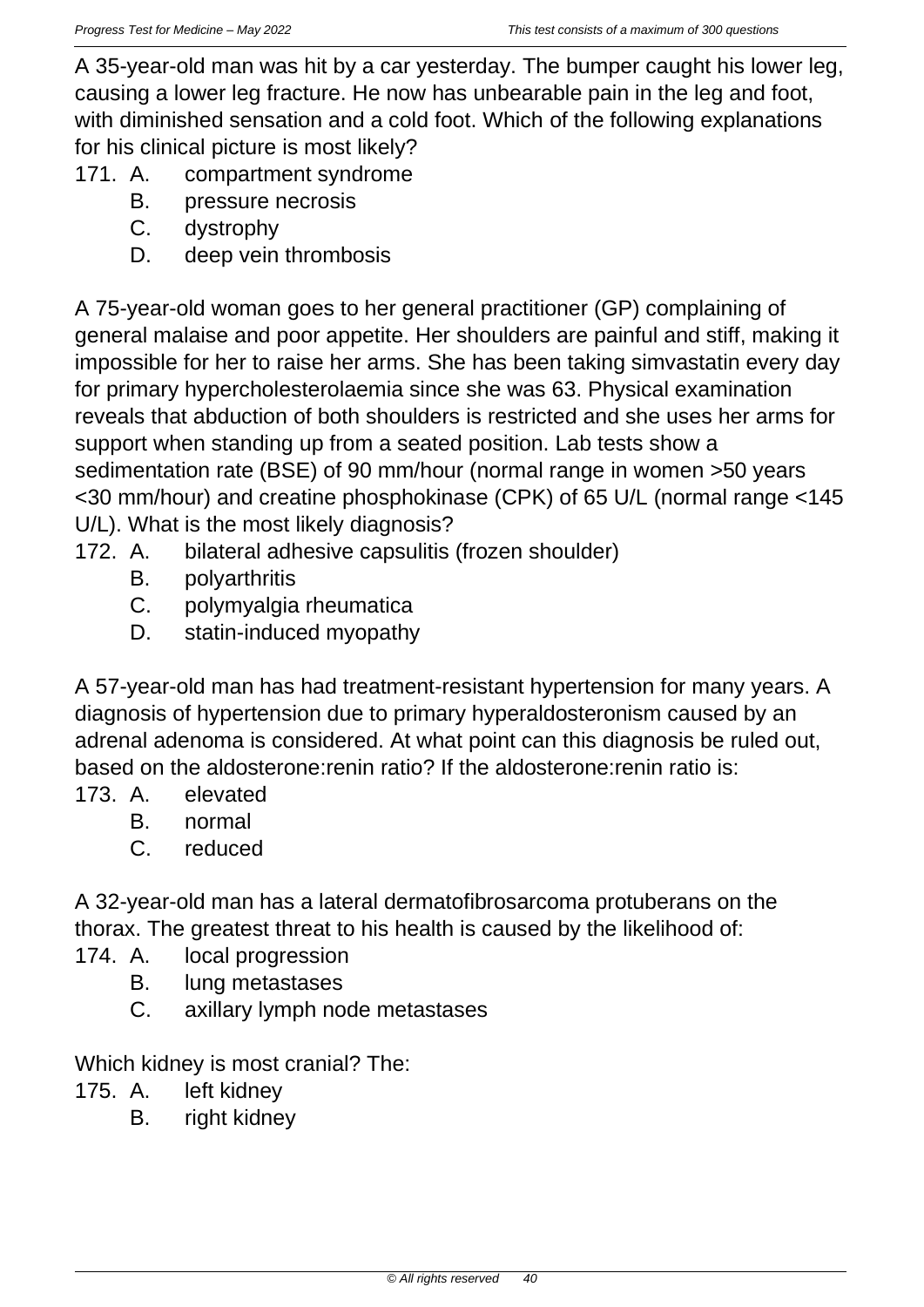A 35-year-old man was hit by a car yesterday. The bumper caught his lower leg, causing a lower leg fracture. He now has unbearable pain in the leg and foot, with diminished sensation and a cold foot. Which of the following explanations for his clinical picture is most likely?

171. A. compartment syndrome
 B. pressure necrosis
 C. dystrophy
 D. deep vein thrombosis

A 75-year-old woman goes to her general practitioner (GP) complaining of general malaise and poor appetite. Her shoulders are painful and stiff, making it impossible for her to raise her arms. She has been taking simvastatin every day for primary hypercholesterolaemia since she was 63. Physical examination reveals that abduction of both shoulders is restricted and she uses her arms for support when standing up from a seated position. Lab tests show a sedimentation rate (BSE) of 90 mm/hour (normal range in women >50 years <30 mm/hour) and creatine phosphokinase (CPK) of 65 U/L (normal range <145 U/L). What is the most likely diagnosis?

172. A. bilateral adhesive capsulitis (frozen shoulder)
 B. polyarthritis
 C. polymyalgia rheumatica
 D. statin-induced myopathy

A 57-year-old man has had treatment-resistant hypertension for many years. A diagnosis of hypertension due to primary hyperaldosteronism caused by an adrenal adenoma is considered. At what point can this diagnosis be ruled out, based on the aldosterone:renin ratio? If the aldosterone:renin ratio is:

173. A. elevated
 B. normal
 C. reduced

A 32-year-old man has a lateral dermatofibrosarcoma protuberans on the thorax. The greatest threat to his health is caused by the likelihood of:

174. A. local progression
 B. lung metastases
 C. axillary lymph node metastases

Which kidney is most cranial? The:

175. A. left kidney
 B. right kidney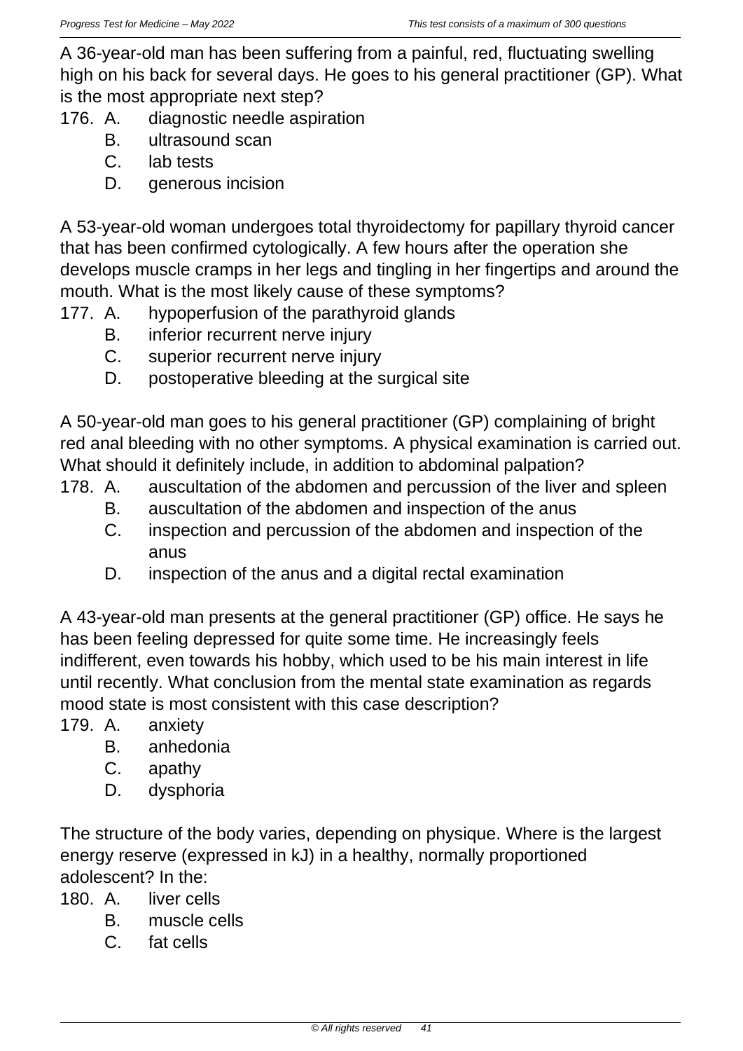A 36-year-old man has been suffering from a painful, red, fluctuating swelling high on his back for several days. He goes to his general practitioner (GP). What is the most appropriate next step?

176. A. diagnostic needle aspiration
     B. ultrasound scan
     C. lab tests
     D. generous incision

A 53-year-old woman undergoes total thyroidectomy for papillary thyroid cancer that has been confirmed cytologically. A few hours after the operation she develops muscle cramps in her legs and tingling in her fingertips and around the mouth. What is the most likely cause of these symptoms?

177. A. hypoperfusion of the parathyroid glands
     B. inferior recurrent nerve injury
     C. superior recurrent nerve injury
     D. postoperative bleeding at the surgical site

A 50-year-old man goes to his general practitioner (GP) complaining of bright red anal bleeding with no other symptoms. A physical examination is carried out. What should it definitely include, in addition to abdominal palpation?

178. A. auscultation of the abdomen and percussion of the liver and spleen
     B. auscultation of the abdomen and inspection of the anus
     C. inspection and percussion of the abdomen and inspection of the anus
     D. inspection of the anus and a digital rectal examination

A 43-year-old man presents at the general practitioner (GP) office. He says he has been feeling depressed for quite some time. He increasingly feels indifferent, even towards his hobby, which used to be his main interest in life until recently. What conclusion from the mental state examination as regards mood state is most consistent with this case description?

179. A. anxiety
     B. anhedonia
     C. apathy
     D. dysphoria

The structure of the body varies, depending on physique. Where is the largest energy reserve (expressed in kJ) in a healthy, normally proportioned adolescent? In the:

180. A. liver cells
     B. muscle cells
     C. fat cells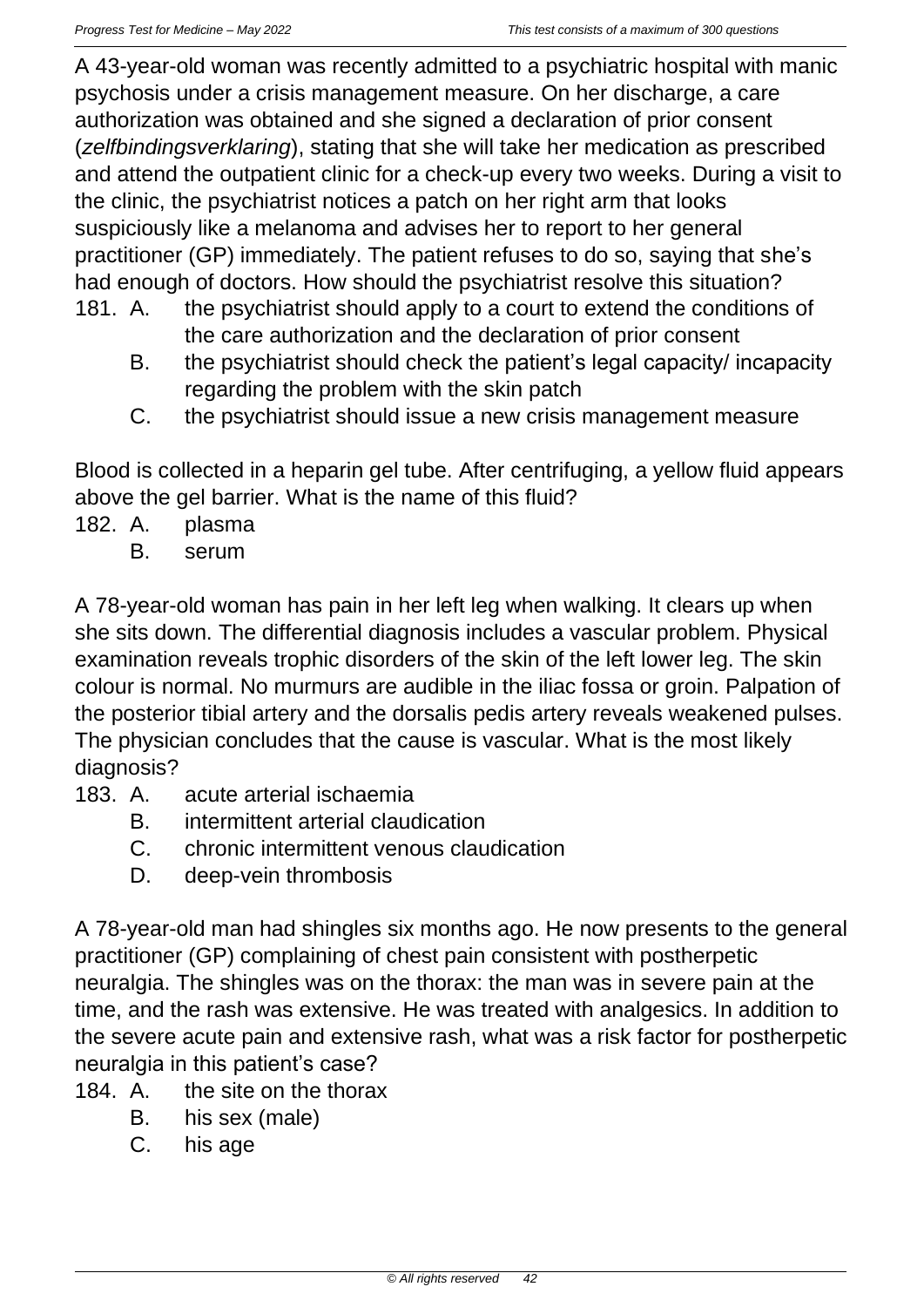A 43-year-old woman was recently admitted to a psychiatric hospital with manic psychosis under a crisis management measure. On her discharge, a care authorization was obtained and she signed a declaration of prior consent (*zelfbindingsverklaring*), stating that she will take her medication as prescribed and attend the outpatient clinic for a check-up every two weeks. During a visit to the clinic, the psychiatrist notices a patch on her right arm that looks suspiciously like a melanoma and advises her to report to her general practitioner (GP) immediately. The patient refuses to do so, saying that she's had enough of doctors. How should the psychiatrist resolve this situation?

181. A. the psychiatrist should apply to a court to extend the conditions of the care authorization and the declaration of prior consent
     B. the psychiatrist should check the patient's legal capacity/ incapacity regarding the problem with the skin patch
     C. the psychiatrist should issue a new crisis management measure

Blood is collected in a heparin gel tube. After centrifuging, a yellow fluid appears above the gel barrier. What is the name of this fluid?

182. A. plasma
     B. serum

A 78-year-old woman has pain in her left leg when walking. It clears up when she sits down. The differential diagnosis includes a vascular problem. Physical examination reveals trophic disorders of the skin of the left lower leg. The skin colour is normal. No murmurs are audible in the iliac fossa or groin. Palpation of the posterior tibial artery and the dorsalis pedis artery reveals weakened pulses. The physician concludes that the cause is vascular. What is the most likely diagnosis?

183. A. acute arterial ischaemia
     B. intermittent arterial claudication
     C. chronic intermittent venous claudication
     D. deep-vein thrombosis

A 78-year-old man had shingles six months ago. He now presents to the general practitioner (GP) complaining of chest pain consistent with postherpetic neuralgia. The shingles was on the thorax: the man was in severe pain at the time, and the rash was extensive. He was treated with analgesics. In addition to the severe acute pain and extensive rash, what was a risk factor for postherpetic neuralgia in this patient's case?

184. A. the site on the thorax
     B. his sex (male)
     C. his age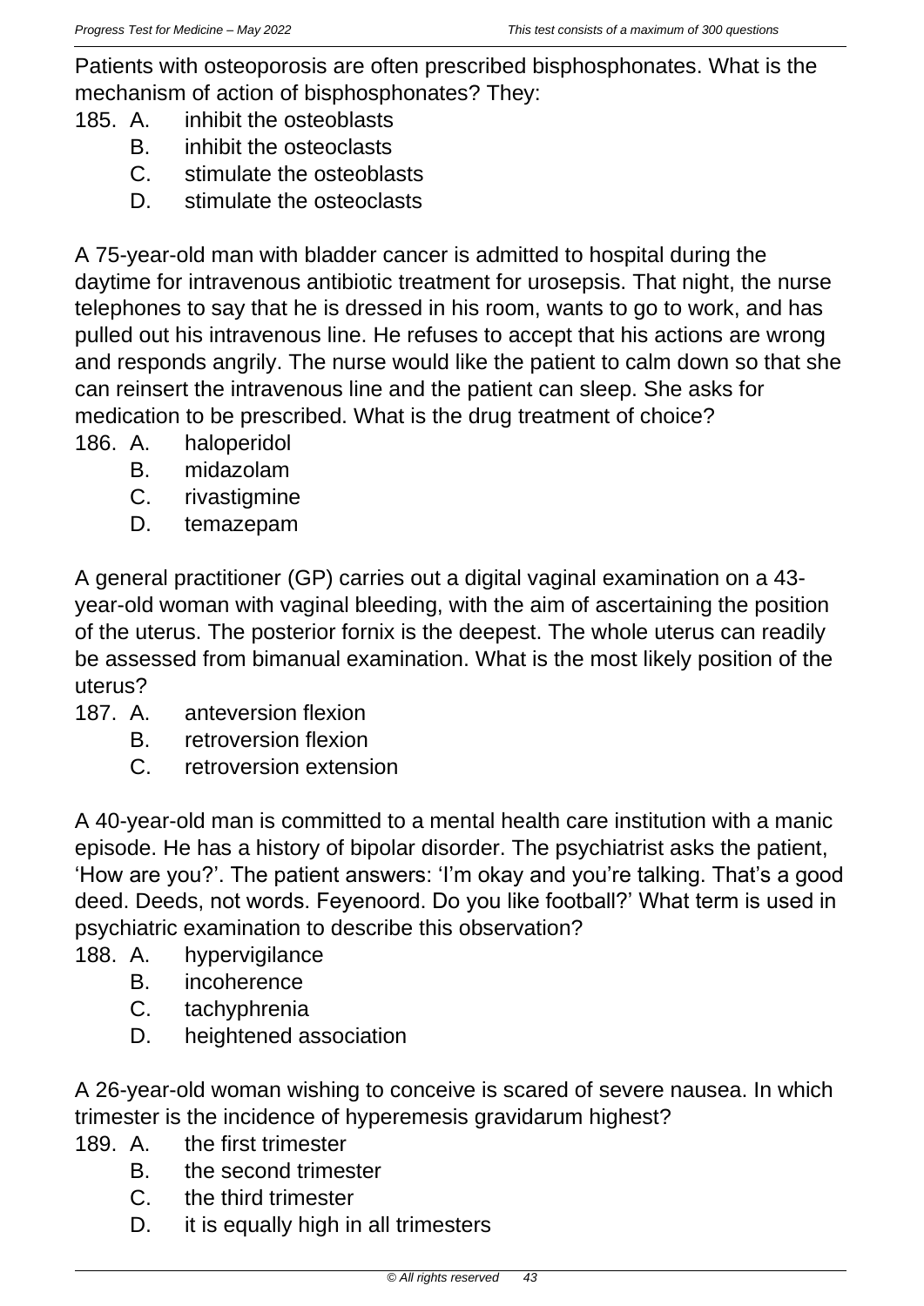Patients with osteoporosis are often prescribed bisphosphonates. What is the mechanism of action of bisphosphonates? They:

185. A. inhibit the osteoblasts
     B. inhibit the osteoclasts
     C. stimulate the osteoblasts
     D. stimulate the osteoclasts

A 75-year-old man with bladder cancer is admitted to hospital during the daytime for intravenous antibiotic treatment for urosepsis. That night, the nurse telephones to say that he is dressed in his room, wants to go to work, and has pulled out his intravenous line. He refuses to accept that his actions are wrong and responds angrily. The nurse would like the patient to calm down so that she can reinsert the intravenous line and the patient can sleep. She asks for medication to be prescribed. What is the drug treatment of choice?

186. A. haloperidol
     B. midazolam
     C. rivastigmine
     D. temazepam

A general practitioner (GP) carries out a digital vaginal examination on a 43-year-old woman with vaginal bleeding, with the aim of ascertaining the position of the uterus. The posterior fornix is the deepest. The whole uterus can readily be assessed from bimanual examination. What is the most likely position of the uterus?

187. A. anteversion flexion
     B. retroversion flexion
     C. retroversion extension

A 40-year-old man is committed to a mental health care institution with a manic episode. He has a history of bipolar disorder. The psychiatrist asks the patient, 'How are you?'. The patient answers: 'I'm okay and you're talking. That's a good deed. Deeds, not words. Feyenoord. Do you like football?' What term is used in psychiatric examination to describe this observation?

188. A. hypervigilance
     B. incoherence
     C. tachyphrenia
     D. heightened association

A 26-year-old woman wishing to conceive is scared of severe nausea. In which trimester is the incidence of hyperemesis gravidarum highest?

189. A. the first trimester
     B. the second trimester
     C. the third trimester
     D. it is equally high in all trimesters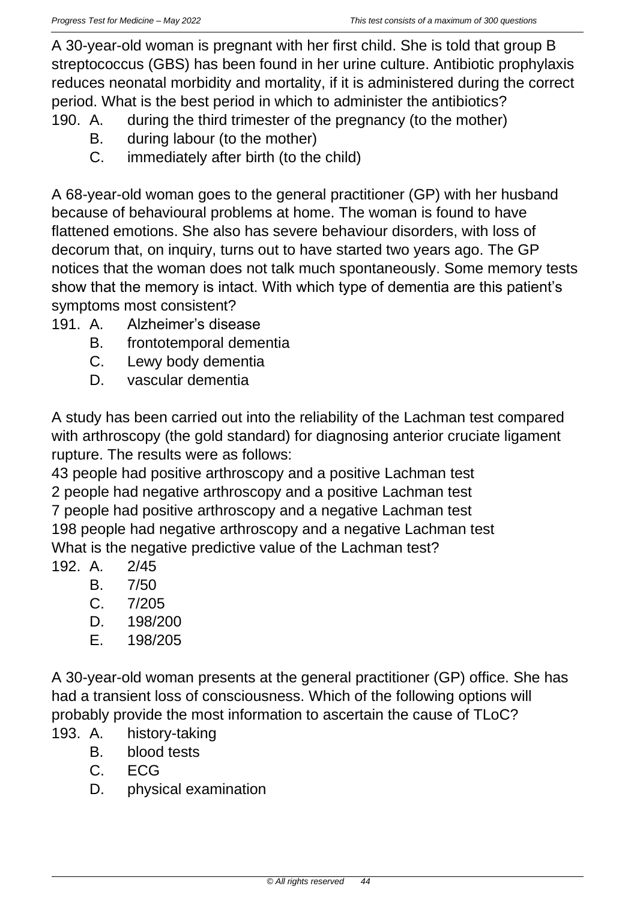A 30-year-old woman is pregnant with her first child. She is told that group B streptococcus (GBS) has been found in her urine culture. Antibiotic prophylaxis reduces neonatal morbidity and mortality, if it is administered during the correct period. What is the best period in which to administer the antibiotics?

190. A. during the third trimester of the pregnancy (to the mother)
     B. during labour (to the mother)
     C. immediately after birth (to the child)

A 68-year-old woman goes to the general practitioner (GP) with her husband because of behavioural problems at home. The woman is found to have flattened emotions. She also has severe behaviour disorders, with loss of decorum that, on inquiry, turns out to have started two years ago. The GP notices that the woman does not talk much spontaneously. Some memory tests show that the memory is intact. With which type of dementia are this patient's symptoms most consistent?

191. A. Alzheimer's disease
     B. frontotemporal dementia
     C. Lewy body dementia
     D. vascular dementia

A study has been carried out into the reliability of the Lachman test compared with arthroscopy (the gold standard) for diagnosing anterior cruciate ligament rupture. The results were as follows:

43 people had positive arthroscopy and a positive Lachman test
2 people had negative arthroscopy and a positive Lachman test
7 people had positive arthroscopy and a negative Lachman test
198 people had negative arthroscopy and a negative Lachman test

What is the negative predictive value of the Lachman test?

192. A. 2/45
     B. 7/50
     C. 7/205
     D. 198/200
     E. 198/205

A 30-year-old woman presents at the general practitioner (GP) office. She has had a transient loss of consciousness. Which of the following options will probably provide the most information to ascertain the cause of TLoC?

193. A. history-taking
     B. blood tests
     C. ECG
     D. physical examination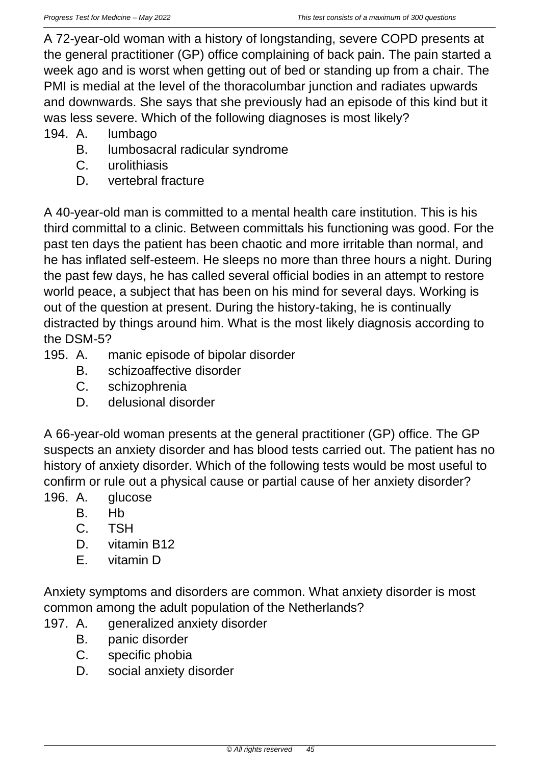A 72-year-old woman with a history of longstanding, severe COPD presents at the general practitioner (GP) office complaining of back pain. The pain started a week ago and is worst when getting out of bed or standing up from a chair. The PMI is medial at the level of the thoracolumbar junction and radiates upwards and downwards. She says that she previously had an episode of this kind but it was less severe. Which of the following diagnoses is most likely?

194. A. lumbago
     B. lumbosacral radicular syndrome
     C. urolithiasis
     D. vertebral fracture

A 40-year-old man is committed to a mental health care institution. This is his third committal to a clinic. Between committals his functioning was good. For the past ten days the patient has been chaotic and more irritable than normal, and he has inflated self-esteem. He sleeps no more than three hours a night. During the past few days, he has called several official bodies in an attempt to restore world peace, a subject that has been on his mind for several days. Working is out of the question at present. During the history-taking, he is continually distracted by things around him. What is the most likely diagnosis according to the DSM-5?

195. A. manic episode of bipolar disorder
     B. schizoaffective disorder
     C. schizophrenia
     D. delusional disorder

A 66-year-old woman presents at the general practitioner (GP) office. The GP suspects an anxiety disorder and has blood tests carried out. The patient has no history of anxiety disorder. Which of the following tests would be most useful to confirm or rule out a physical cause or partial cause of her anxiety disorder?

196. A. glucose
     B. Hb
     C. TSH
     D. vitamin B12
     E. vitamin D

Anxiety symptoms and disorders are common. What anxiety disorder is most common among the adult population of the Netherlands?

197. A. generalized anxiety disorder
     B. panic disorder
     C. specific phobia
     D. social anxiety disorder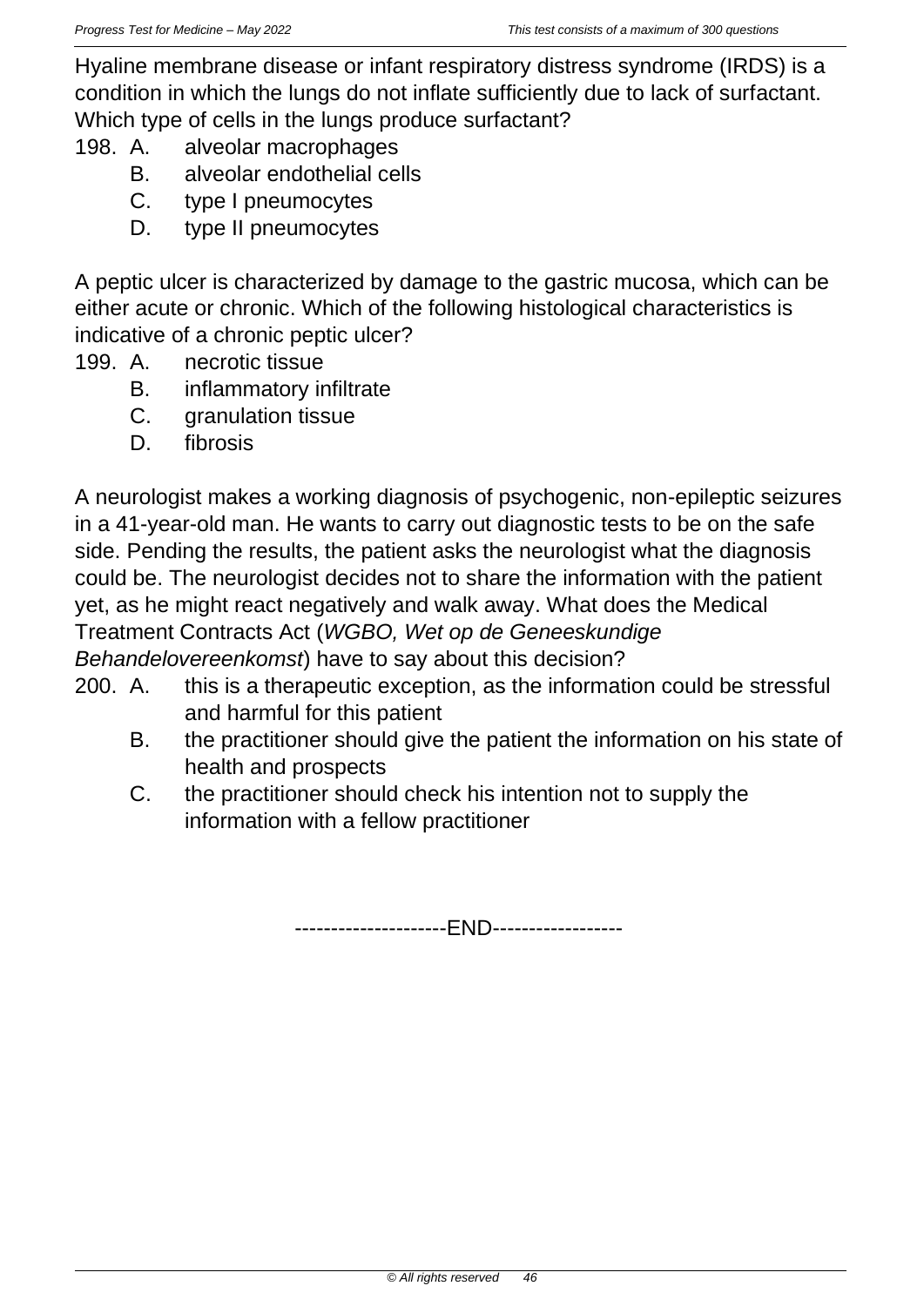Hyaline membrane disease or infant respiratory distress syndrome (IRDS) is a condition in which the lungs do not inflate sufficiently due to lack of surfactant. Which type of cells in the lungs produce surfactant?

198. A. alveolar macrophages
     B. alveolar endothelial cells
     C. type I pneumocytes
     D. type II pneumocytes

A peptic ulcer is characterized by damage to the gastric mucosa, which can be either acute or chronic. Which of the following histological characteristics is indicative of a chronic peptic ulcer?

199. A. necrotic tissue
     B. inflammatory infiltrate
     C. granulation tissue
     D. fibrosis

A neurologist makes a working diagnosis of psychogenic, non-epileptic seizures in a 41-year-old man. He wants to carry out diagnostic tests to be on the safe side. Pending the results, the patient asks the neurologist what the diagnosis could be. The neurologist decides not to share the information with the patient yet, as he might react negatively and walk away. What does the Medical Treatment Contracts Act (*WGBO, Wet op de Geneeskundige Behandelovereenkomst*) have to say about this decision?

200. A. this is a therapeutic exception, as the information could be stressful and harmful for this patient
     B. the practitioner should give the patient the information on his state of health and prospects
     C. the practitioner should check his intention not to supply the information with a fellow practitioner

--------------------END-----------------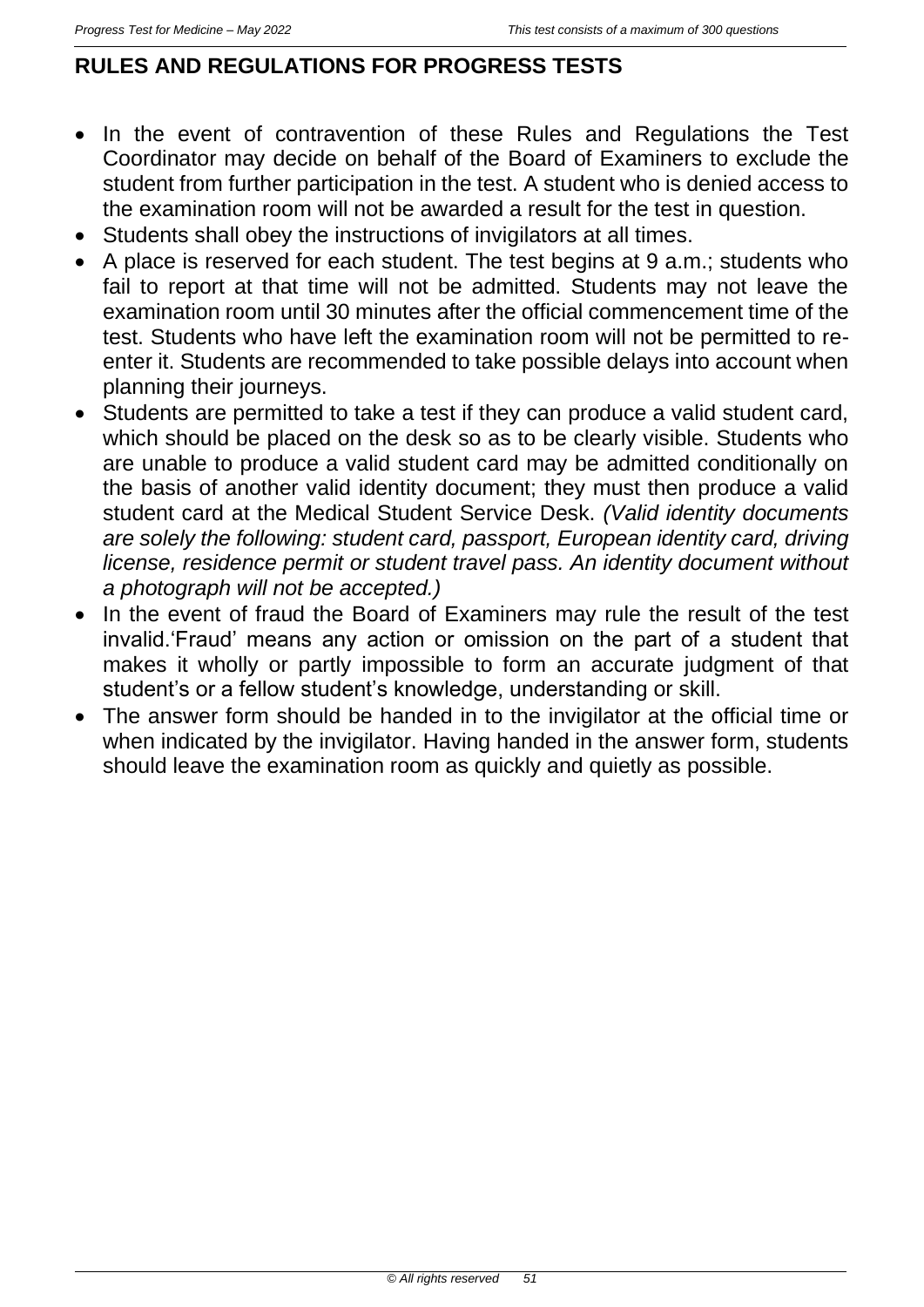## RULES AND REGULATIONS FOR PROGRESS TESTS

- In the event of contravention of these Rules and Regulations the Test Coordinator may decide on behalf of the Board of Examiners to exclude the student from further participation in the test. A student who is denied access to the examination room will not be awarded a result for the test in question.
- Students shall obey the instructions of invigilators at all times.
- A place is reserved for each student. The test begins at 9 a.m.; students who fail to report at that time will not be admitted. Students may not leave the examination room until 30 minutes after the official commencement time of the test. Students who have left the examination room will not be permitted to re-enter it. Students are recommended to take possible delays into account when planning their journeys.
- Students are permitted to take a test if they can produce a valid student card, which should be placed on the desk so as to be clearly visible. Students who are unable to produce a valid student card may be admitted conditionally on the basis of another valid identity document; they must then produce a valid student card at the Medical Student Service Desk. *(Valid identity documents are solely the following: student card, passport, European identity card, driving license, residence permit or student travel pass. An identity document without a photograph will not be accepted.)*
- In the event of fraud the Board of Examiners may rule the result of the test invalid.'Fraud' means any action or omission on the part of a student that makes it wholly or partly impossible to form an accurate judgment of that student's or a fellow student's knowledge, understanding or skill.
- The answer form should be handed in to the invigilator at the official time or when indicated by the invigilator. Having handed in the answer form, students should leave the examination room as quickly and quietly as possible.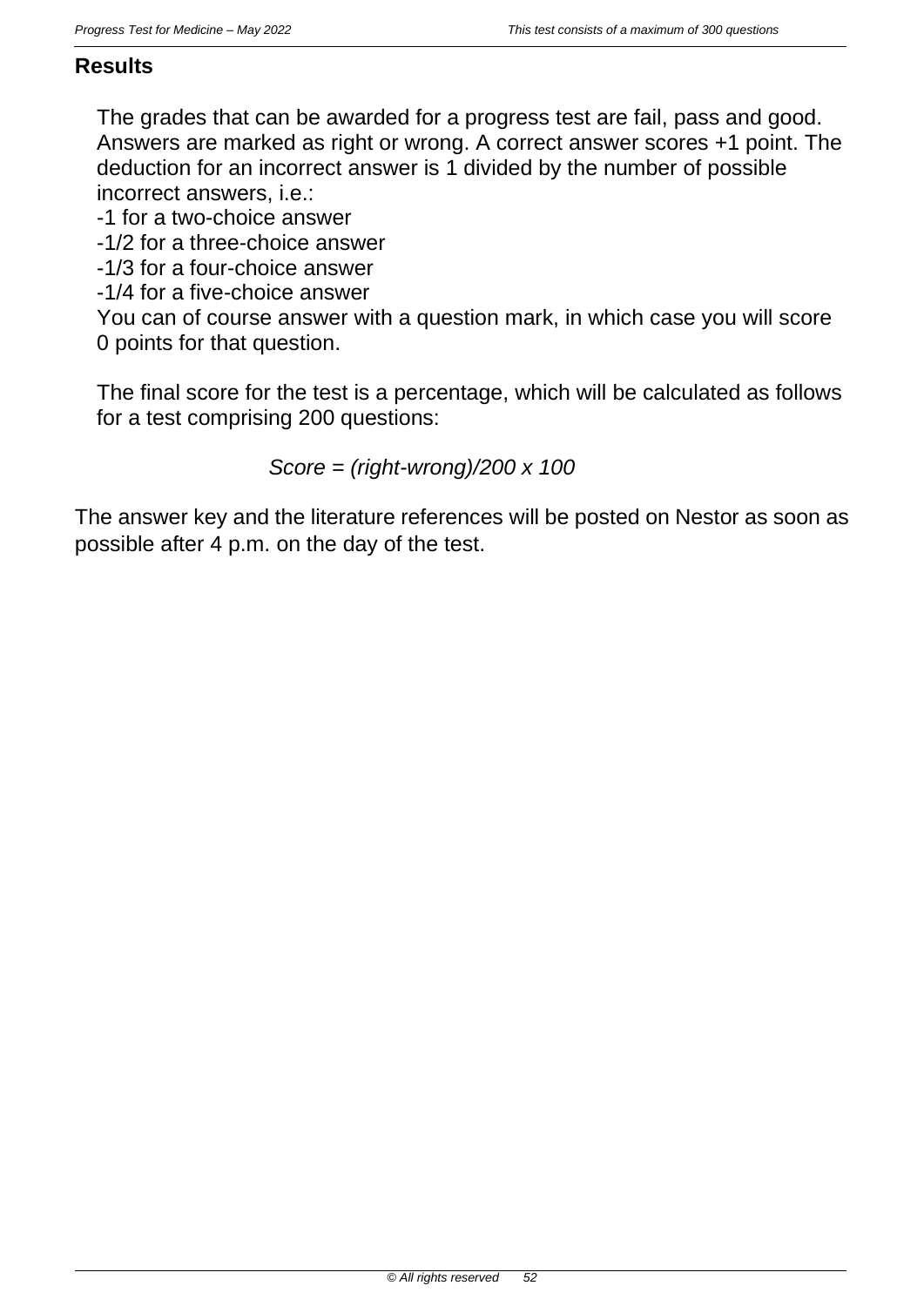## Results

The grades that can be awarded for a progress test are fail, pass and good. Answers are marked as right or wrong. A correct answer scores +1 point. The deduction for an incorrect answer is 1 divided by the number of possible incorrect answers, i.e.:

-1 for a two-choice answer
-1/2 for a three-choice answer
-1/3 for a four-choice answer
-1/4 for a five-choice answer

You can of course answer with a question mark, in which case you will score 0 points for that question.

The final score for the test is a percentage, which will be calculated as follows for a test comprising 200 questions:

*Score = (right-wrong)/200 x 100*

The answer key and the literature references will be posted on Nestor as soon as possible after 4 p.m. on the day of the test.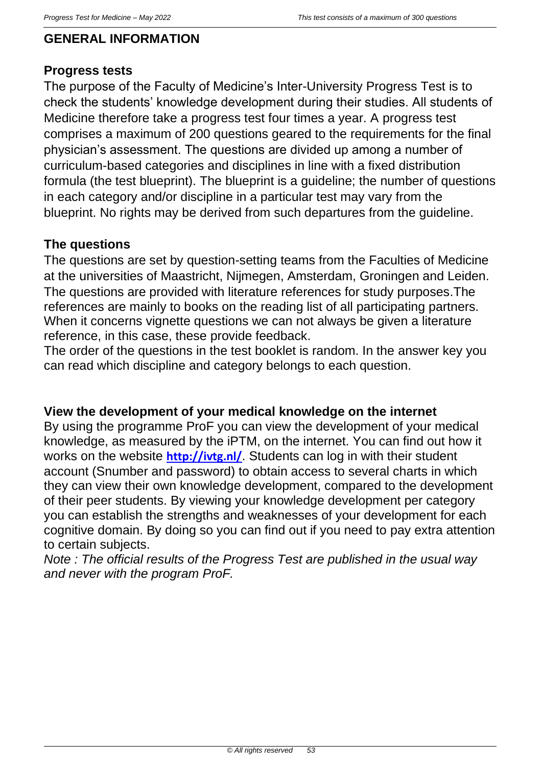## GENERAL INFORMATION

### Progress tests

The purpose of the Faculty of Medicine's Inter-University Progress Test is to check the students' knowledge development during their studies. All students of Medicine therefore take a progress test four times a year. A progress test comprises a maximum of 200 questions geared to the requirements for the final physician's assessment. The questions are divided up among a number of curriculum-based categories and disciplines in line with a fixed distribution formula (the test blueprint). The blueprint is a guideline; the number of questions in each category and/or discipline in a particular test may vary from the blueprint. No rights may be derived from such departures from the guideline.

### The questions

The questions are set by question-setting teams from the Faculties of Medicine at the universities of Maastricht, Nijmegen, Amsterdam, Groningen and Leiden. The questions are provided with literature references for study purposes.The references are mainly to books on the reading list of all participating partners. When it concerns vignette questions we can not always be given a literature reference, in this case, these provide feedback.
The order of the questions in the test booklet is random. In the answer key you can read which discipline and category belongs to each question.

### View the development of your medical knowledge on the internet

By using the programme ProF you can view the development of your medical knowledge, as measured by the iPTM, on the internet. You can find out how it works on the website **http://ivtg.nl/**. Students can log in with their student account (Snumber and password) to obtain access to several charts in which they can view their own knowledge development, compared to the development of their peer students. By viewing your knowledge development per category you can establish the strengths and weaknesses of your development for each cognitive domain. By doing so you can find out if you need to pay extra attention to certain subjects.
*Note : The official results of the Progress Test are published in the usual way and never with the program ProF.*